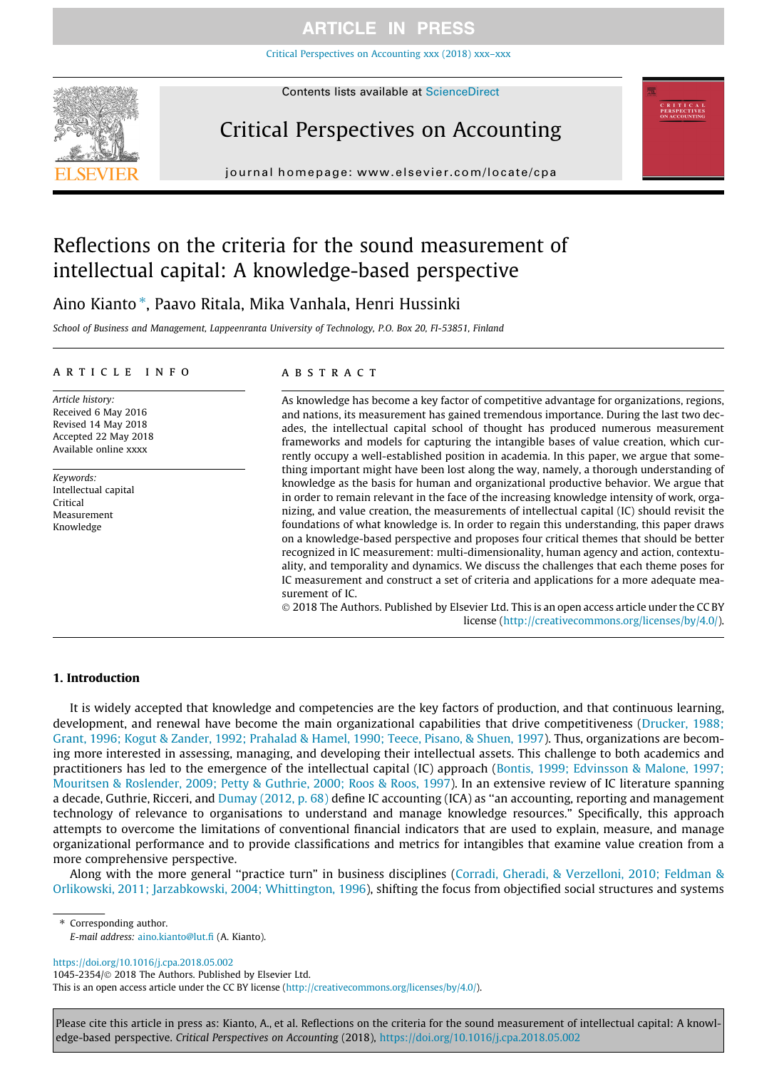# Reflections on the criteria for the sound measurement of intellectual capital: A knowledge-based perspective

Aino Kianto *, Paavo Ritala, Mika Vanhala, Henri Hussinki

*School of Business and Management, Lappeenranta University of Technology, P.O. Box 20, FI-53851, Finland*

## ARTICLE INFO

*Article history:*
Received 6 May 2016
Revised 14 May 2018
Accepted 22 May 2018
Available online xxxx

*Keywords:*
Intellectual capital
Critical
Measurement
Knowledge

## ABSTRACT

As knowledge has become a key factor of competitive advantage for organizations, regions, and nations, its measurement has gained tremendous importance. During the last two decades, the intellectual capital school of thought has produced numerous measurement frameworks and models for capturing the intangible bases of value creation, which currently occupy a well-established position in academia. In this paper, we argue that something important might have been lost along the way, namely, a thorough understanding of knowledge as the basis for human and organizational productive behavior. We argue that in order to remain relevant in the face of the increasing knowledge intensity of work, organizing, and value creation, the measurements of intellectual capital (IC) should revisit the foundations of what knowledge is. In order to regain this understanding, this paper draws on a knowledge-based perspective and proposes four critical themes that should be better recognized in IC measurement: multi-dimensionality, human agency and action, contextuality, and temporality and dynamics. We discuss the challenges that each theme poses for IC measurement and construct a set of criteria and applications for a more adequate measurement of IC.

© 2018 The Authors. Published by Elsevier Ltd. This is an open access article under the CC BY license (http://creativecommons.org/licenses/by/4.0/).

## 1. Introduction

It is widely accepted that knowledge and competencies are the key factors of production, and that continuous learning, development, and renewal have become the main organizational capabilities that drive competitiveness (Drucker, 1988; Grant, 1996; Kogut & Zander, 1992; Prahalad & Hamel, 1990; Teece, Pisano, & Shuen, 1997). Thus, organizations are becoming more interested in assessing, managing, and developing their intellectual assets. This challenge to both academics and practitioners has led to the emergence of the intellectual capital (IC) approach (Bontis, 1999; Edvinsson & Malone, 1997; Mouritsen & Roslender, 2009; Petty & Guthrie, 2000; Roos & Roos, 1997). In an extensive review of IC literature spanning a decade, Guthrie, Ricceri, and Dumay (2012, p. 68) define IC accounting (ICA) as "an accounting, reporting and management technology of relevance to organisations to understand and manage knowledge resources." Specifically, this approach attempts to overcome the limitations of conventional financial indicators that are used to explain, measure, and manage organizational performance and to provide classifications and metrics for intangibles that examine value creation from a more comprehensive perspective.

Along with the more general "practice turn" in business disciplines (Corradi, Gheradi, & Verzelloni, 2010; Feldman & Orlikowski, 2011; Jarzabkowski, 2004; Whittington, 1996), shifting the focus from objectified social structures and systems

---

* Corresponding author.
*E-mail address:* aino.kianto@lut.fi (A. Kianto).

https://doi.org/10.1016/j.cpa.2018.05.002
1045-2354/© 2018 The Authors. Published by Elsevier Ltd.
This is an open access article under the CC BY license (http://creativecommons.org/licenses/by/4.0/).

Please cite this article in press as: Kianto, A., et al. Reflections on the criteria for the sound measurement of intellectual capital: A knowledge-based perspective. *Critical Perspectives on Accounting* (2018), https://doi.org/10.1016/j.cpa.2018.05.002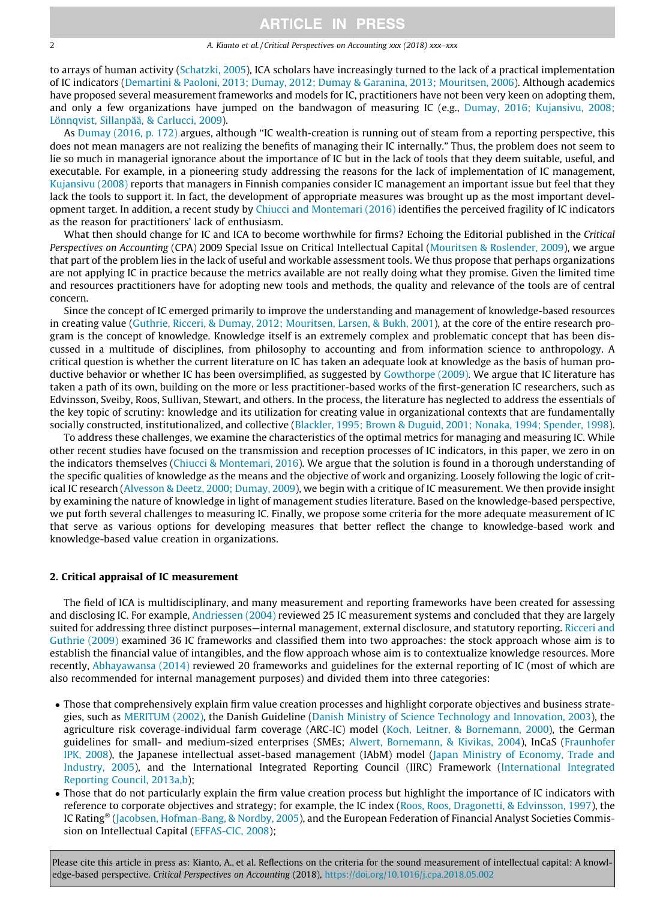to arrays of human activity (Schatzki, 2005), ICA scholars have increasingly turned to the lack of a practical implementation of IC indicators (Demartini & Paoloni, 2013; Dumay, 2012; Dumay & Garanina, 2013; Mouritsen, 2006). Although academics have proposed several measurement frameworks and models for IC, practitioners have not been very keen on adopting them, and only a few organizations have jumped on the bandwagon of measuring IC (e.g., Dumay, 2016; Kujansivu, 2008; Lönnqvist, Sillanpää, & Carlucci, 2009).

As Dumay (2016, p. 172) argues, although "IC wealth-creation is running out of steam from a reporting perspective, this does not mean managers are not realizing the benefits of managing their IC internally." Thus, the problem does not seem to lie so much in managerial ignorance about the importance of IC but in the lack of tools that they deem suitable, useful, and executable. For example, in a pioneering study addressing the reasons for the lack of implementation of IC management, Kujansivu (2008) reports that managers in Finnish companies consider IC management an important issue but feel that they lack the tools to support it. In fact, the development of appropriate measures was brought up as the most important development target. In addition, a recent study by Chiucci and Montemari (2016) identifies the perceived fragility of IC indicators as the reason for practitioners' lack of enthusiasm.

What then should change for IC and ICA to become worthwhile for firms? Echoing the Editorial published in the *Critical Perspectives on Accounting* (CPA) 2009 Special Issue on Critical Intellectual Capital (Mouritsen & Roslender, 2009), we argue that part of the problem lies in the lack of useful and workable assessment tools. We thus propose that perhaps organizations are not applying IC in practice because the metrics available are not really doing what they promise. Given the limited time and resources practitioners have for adopting new tools and methods, the quality and relevance of the tools are of central concern.

Since the concept of IC emerged primarily to improve the understanding and management of knowledge-based resources in creating value (Guthrie, Ricceri, & Dumay, 2012; Mouritsen, Larsen, & Bukh, 2001), at the core of the entire research program is the concept of knowledge. Knowledge itself is an extremely complex and problematic concept that has been discussed in a multitude of disciplines, from philosophy to accounting and from information science to anthropology. A critical question is whether the current literature on IC has taken an adequate look at knowledge as the basis of human productive behavior or whether IC has been oversimplified, as suggested by Gowthorpe (2009). We argue that IC literature has taken a path of its own, building on the more or less practitioner-based works of the first-generation IC researchers, such as Edvinsson, Sveiby, Roos, Sullivan, Stewart, and others. In the process, the literature has neglected to address the essentials of the key topic of scrutiny: knowledge and its utilization for creating value in organizational contexts that are fundamentally socially constructed, institutionalized, and collective (Blackler, 1995; Brown & Duguid, 2001; Nonaka, 1994; Spender, 1998).

To address these challenges, we examine the characteristics of the optimal metrics for managing and measuring IC. While other recent studies have focused on the transmission and reception processes of IC indicators, in this paper, we zero in on the indicators themselves (Chiucci & Montemari, 2016). We argue that the solution is found in a thorough understanding of the specific qualities of knowledge as the means and the objective of work and organizing. Loosely following the logic of critical IC research (Alvesson & Deetz, 2000; Dumay, 2009), we begin with a critique of IC measurement. We then provide insight by examining the nature of knowledge in light of management studies literature. Based on the knowledge-based perspective, we put forth several challenges to measuring IC. Finally, we propose some criteria for the more adequate measurement of IC that serve as various options for developing measures that better reflect the change to knowledge-based work and knowledge-based value creation in organizations.

## 2. Critical appraisal of IC measurement

The field of ICA is multidisciplinary, and many measurement and reporting frameworks have been created for assessing and disclosing IC. For example, Andriessen (2004) reviewed 25 IC measurement systems and concluded that they are largely suited for addressing three distinct purposes—internal management, external disclosure, and statutory reporting. Ricceri and Guthrie (2009) examined 36 IC frameworks and classified them into two approaches: the stock approach whose aim is to establish the financial value of intangibles, and the flow approach whose aim is to contextualize knowledge resources. More recently, Abhayawansa (2014) reviewed 20 frameworks and guidelines for the external reporting of IC (most of which are also recommended for internal management purposes) and divided them into three categories:

- Those that comprehensively explain firm value creation processes and highlight corporate objectives and business strategies, such as MERITUM (2002), the Danish Guideline (Danish Ministry of Science Technology and Innovation, 2003), the agriculture risk coverage-individual farm coverage (ARC-IC) model (Koch, Leitner, & Bornemann, 2000), the German guidelines for small- and medium-sized enterprises (SMEs; Alwert, Bornemann, & Kivikas, 2004), InCaS (Fraunhofer IPK, 2008), the Japanese intellectual asset-based management (IAbM) model (Japan Ministry of Economy, Trade and Industry, 2005), and the International Integrated Reporting Council (IIRC) Framework (International Integrated Reporting Council, 2013a,b);
- Those that do not particularly explain the firm value creation process but highlight the importance of IC indicators with reference to corporate objectives and strategy; for example, the IC index (Roos, Roos, Dragonetti, & Edvinsson, 1997), the IC Rating® (Jacobsen, Hofman-Bang, & Nordby, 2005), and the European Federation of Financial Analyst Societies Commission on Intellectual Capital (EFFAS-CIC, 2008);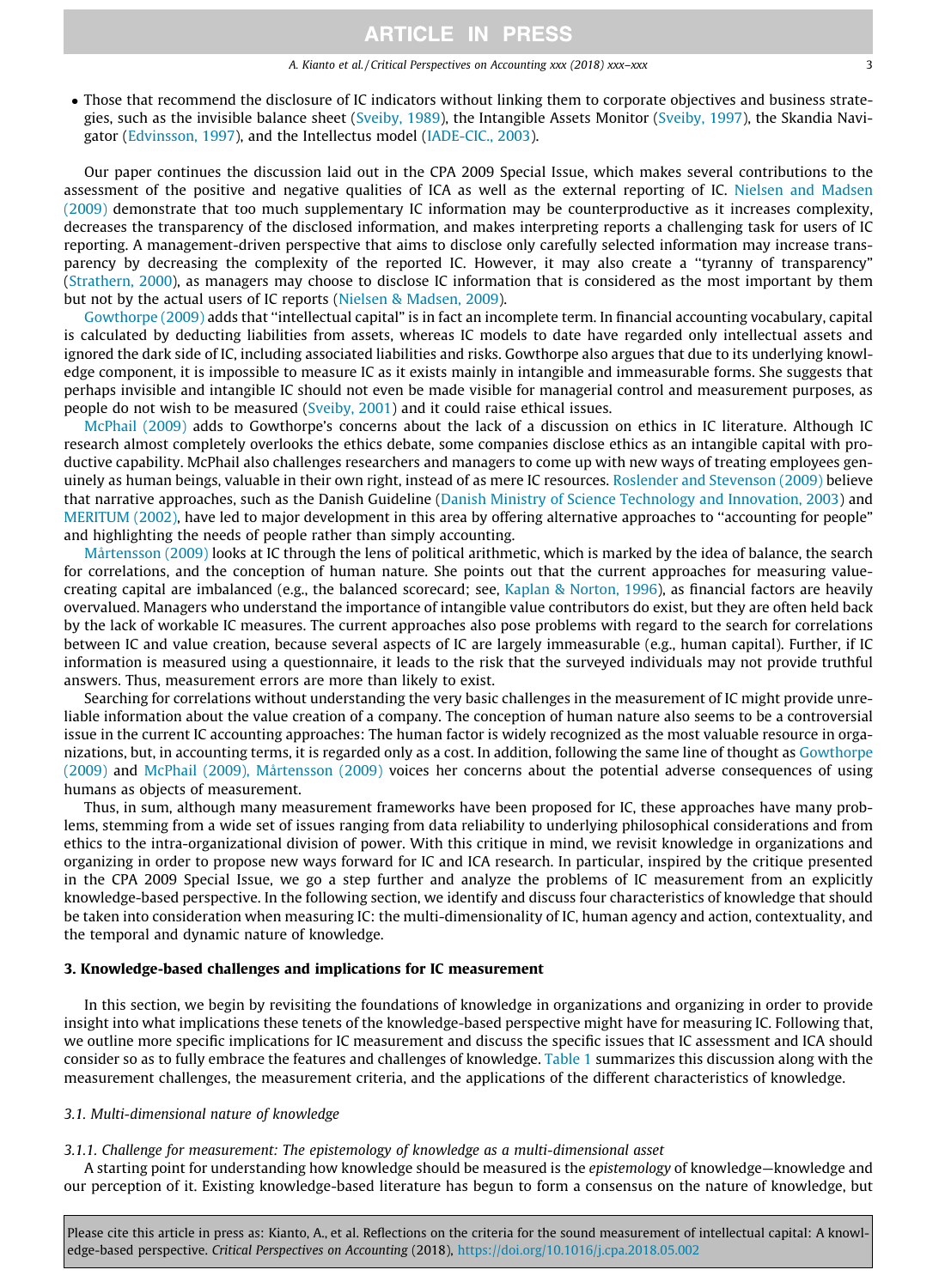- Those that recommend the disclosure of IC indicators without linking them to corporate objectives and business strategies, such as the invisible balance sheet (Sveiby, 1989), the Intangible Assets Monitor (Sveiby, 1997), the Skandia Navigator (Edvinsson, 1997), and the Intellectus model (IADE-CIC., 2003).

Our paper continues the discussion laid out in the CPA 2009 Special Issue, which makes several contributions to the assessment of the positive and negative qualities of ICA as well as the external reporting of IC. Nielsen and Madsen (2009) demonstrate that too much supplementary IC information may be counterproductive as it increases complexity, decreases the transparency of the disclosed information, and makes interpreting reports a challenging task for users of IC reporting. A management-driven perspective that aims to disclose only carefully selected information may increase transparency by decreasing the complexity of the reported IC. However, it may also create a ''tyranny of transparency'' (Strathern, 2000), as managers may choose to disclose IC information that is considered as the most important by them but not by the actual users of IC reports (Nielsen & Madsen, 2009).

Gowthorpe (2009) adds that ''intellectual capital'' is in fact an incomplete term. In financial accounting vocabulary, capital is calculated by deducting liabilities from assets, whereas IC models to date have regarded only intellectual assets and ignored the dark side of IC, including associated liabilities and risks. Gowthorpe also argues that due to its underlying knowledge component, it is impossible to measure IC as it exists mainly in intangible and immeasurable forms. She suggests that perhaps invisible and intangible IC should not even be made visible for managerial control and measurement purposes, as people do not wish to be measured (Sveiby, 2001) and it could raise ethical issues.

McPhail (2009) adds to Gowthorpe's concerns about the lack of a discussion on ethics in IC literature. Although IC research almost completely overlooks the ethics debate, some companies disclose ethics as an intangible capital with productive capability. McPhail also challenges researchers and managers to come up with new ways of treating employees genuinely as human beings, valuable in their own right, instead of as mere IC resources. Roslender and Stevenson (2009) believe that narrative approaches, such as the Danish Guideline (Danish Ministry of Science Technology and Innovation, 2003) and MERITUM (2002), have led to major development in this area by offering alternative approaches to ''accounting for people'' and highlighting the needs of people rather than simply accounting.

Mårtensson (2009) looks at IC through the lens of political arithmetic, which is marked by the idea of balance, the search for correlations, and the conception of human nature. She points out that the current approaches for measuring value-creating capital are imbalanced (e.g., the balanced scorecard; see, Kaplan & Norton, 1996), as financial factors are heavily overvalued. Managers who understand the importance of intangible value contributors do exist, but they are often held back by the lack of workable IC measures. The current approaches also pose problems with regard to the search for correlations between IC and value creation, because several aspects of IC are largely immeasurable (e.g., human capital). Further, if IC information is measured using a questionnaire, it leads to the risk that the surveyed individuals may not provide truthful answers. Thus, measurement errors are more than likely to exist.

Searching for correlations without understanding the very basic challenges in the measurement of IC might provide unreliable information about the value creation of a company. The conception of human nature also seems to be a controversial issue in the current IC accounting approaches: The human factor is widely recognized as the most valuable resource in organizations, but, in accounting terms, it is regarded only as a cost. In addition, following the same line of thought as Gowthorpe (2009) and McPhail (2009), Mårtensson (2009) voices her concerns about the potential adverse consequences of using humans as objects of measurement.

Thus, in sum, although many measurement frameworks have been proposed for IC, these approaches have many problems, stemming from a wide set of issues ranging from data reliability to underlying philosophical considerations and from ethics to the intra-organizational division of power. With this critique in mind, we revisit knowledge in organizations and organizing in order to propose new ways forward for IC and ICA research. In particular, inspired by the critique presented in the CPA 2009 Special Issue, we go a step further and analyze the problems of IC measurement from an explicitly knowledge-based perspective. In the following section, we identify and discuss four characteristics of knowledge that should be taken into consideration when measuring IC: the multi-dimensionality of IC, human agency and action, contextuality, and the temporal and dynamic nature of knowledge.

## 3. Knowledge-based challenges and implications for IC measurement

In this section, we begin by revisiting the foundations of knowledge in organizations and organizing in order to provide insight into what implications these tenets of the knowledge-based perspective might have for measuring IC. Following that, we outline more specific implications for IC measurement and discuss the specific issues that IC assessment and ICA should consider so as to fully embrace the features and challenges of knowledge. Table 1 summarizes this discussion along with the measurement challenges, the measurement criteria, and the applications of the different characteristics of knowledge.

### *3.1. Multi-dimensional nature of knowledge*

#### *3.1.1. Challenge for measurement: The epistemology of knowledge as a multi-dimensional asset*

A starting point for understanding how knowledge should be measured is the *epistemology* of knowledge—knowledge and our perception of it. Existing knowledge-based literature has begun to form a consensus on the nature of knowledge, but

Please cite this article in press as: Kianto, A., et al. Reflections on the criteria for the sound measurement of intellectual capital: A knowledge-based perspective. *Critical Perspectives on Accounting* (2018), https://doi.org/10.1016/j.cpa.2018.05.002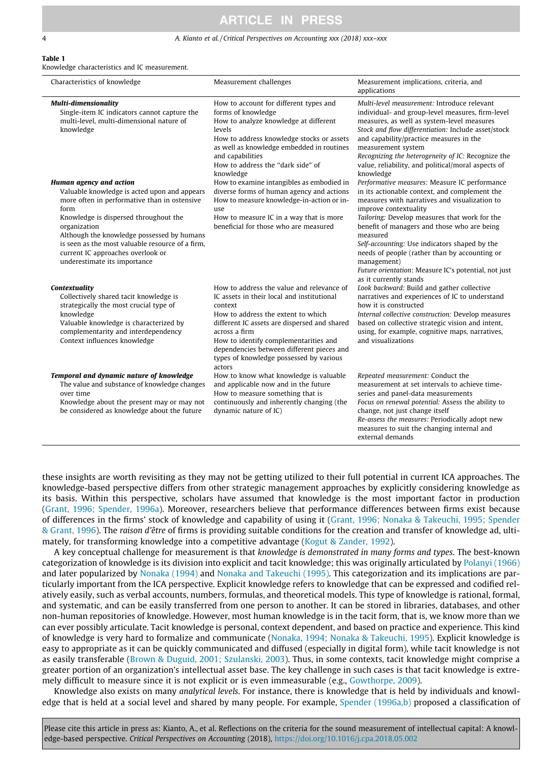**Table 1**
Knowledge characteristics and IC measurement.

| Characteristics of knowledge | Measurement challenges | Measurement implications, criteria, and applications |
|---|---|---|
| ***Multi-dimensionality*** Single-item IC indicators cannot capture the multi-level, multi-dimensional nature of knowledge | How to account for different types and forms of knowledge<br>How to analyze knowledge at different levels<br>How to address knowledge stocks or assets as well as knowledge embedded in routines and capabilities<br>How to address the "dark side" of knowledge | *Multi-level measurement:* Introduce relevant individual- and group-level measures, firm-level measures, as well as system-level measures<br>*Stock and flow differentiation:* Include asset/stock and capability/practice measures in the measurement system<br>*Recognizing the heterogeneity of IC:* Recognize the value, reliability, and political/moral aspects of knowledge |
| ***Human agency and action*** Valuable knowledge is acted upon and appears more often in performative than in ostensive form<br>Knowledge is dispersed throughout the organization<br>Although the knowledge possessed by humans is seen as the most valuable resource of a firm, current IC approaches overlook or underestimate its importance | How to examine intangibles as embodied in diverse forms of human agency and actions<br>How to measure knowledge-in-action or in-use<br>How to measure IC in a way that is more beneficial for those who are measured | *Performative measures:* Measure IC performance in its actionable context, and complement the measures with narratives and visualization to improve contextuality<br>*Tailoring:* Develop measures that work for the benefit of managers and those who are being measured<br>*Self-accounting:* Use indicators shaped by the needs of people (rather than by accounting or management)<br>*Future orientation*: Measure IC's potential, not just as it currently stands |
| ***Contextuality*** Collectively shared tacit knowledge is strategically the most crucial type of knowledge<br>Valuable knowledge is characterized by complementarity and interdependency<br>Context influences knowledge | How to address the value and relevance of IC assets in their local and institutional context<br>How to address the extent to which different IC assets are dispersed and shared across a firm<br>How to identify complementarities and dependencies between different pieces and types of knowledge possessed by various actors | *Look backward:* Build and gather collective narratives and experiences of IC to understand how it is constructed<br>*Internal collective construction:* Develop measures based on collective strategic vision and intent, using, for example, cognitive maps, narratives, and visualizations |
| ***Temporal and dynamic nature of knowledge*** The value and substance of knowledge changes over time<br>Knowledge about the present may or may not be considered as knowledge about the future | How to know what knowledge is valuable and applicable now and in the future<br>How to measure something that is continuously and inherently changing (the dynamic nature of IC) | *Repeated measurement:* Conduct the measurement at set intervals to achieve time-series and panel-data measurements<br>*Focus on renewal potential:* Assess the ability to change, not just change itself<br>*Re-assess the measures:* Periodically adopt new measures to suit the changing internal and external demands |

these insights are worth revisiting as they may not be getting utilized to their full potential in current ICA approaches. The knowledge-based perspective differs from other strategic management approaches by explicitly considering knowledge as its basis. Within this perspective, scholars have assumed that knowledge is the most important factor in production (Grant, 1996; Spender, 1996a). Moreover, researchers believe that performance differences between firms exist because of differences in the firms' stock of knowledge and capability of using it (Grant, 1996; Nonaka & Takeuchi, 1995; Spender & Grant, 1996). The *raison d'être* of firms is providing suitable conditions for the creation and transfer of knowledge ad, ultimately, for transforming knowledge into a competitive advantage (Kogut & Zander, 1992).

A key conceptual challenge for measurement is that *knowledge is demonstrated in many forms and types*. The best-known categorization of knowledge is its division into explicit and tacit knowledge; this was originally articulated by Polanyi (1966) and later popularized by Nonaka (1994) and Nonaka and Takeuchi (1995). This categorization and its implications are particularly important from the ICA perspective. Explicit knowledge refers to knowledge that can be expressed and codified relatively easily, such as verbal accounts, numbers, formulas, and theoretical models. This type of knowledge is rational, formal, and systematic, and can be easily transferred from one person to another. It can be stored in libraries, databases, and other non-human repositories of knowledge. However, most human knowledge is in the tacit form, that is, we know more than we can ever possibly articulate. Tacit knowledge is personal, context dependent, and based on practice and experience. This kind of knowledge is very hard to formalize and communicate (Nonaka, 1994; Nonaka & Takeuchi, 1995). Explicit knowledge is easy to appropriate as it can be quickly communicated and diffused (especially in digital form), while tacit knowledge is not as easily transferable (Brown & Duguid, 2001; Szulanski, 2003). Thus, in some contexts, tacit knowledge might comprise a greater portion of an organization's intellectual asset base. The key challenge in such cases is that tacit knowledge is extremely difficult to measure since it is not explicit or is even immeasurable (e.g., Gowthorpe, 2009).

Knowledge also exists on many *analytical levels*. For instance, there is knowledge that is held by individuals and knowledge that is held at a social level and shared by many people. For example, Spender (1996a,b) proposed a classification of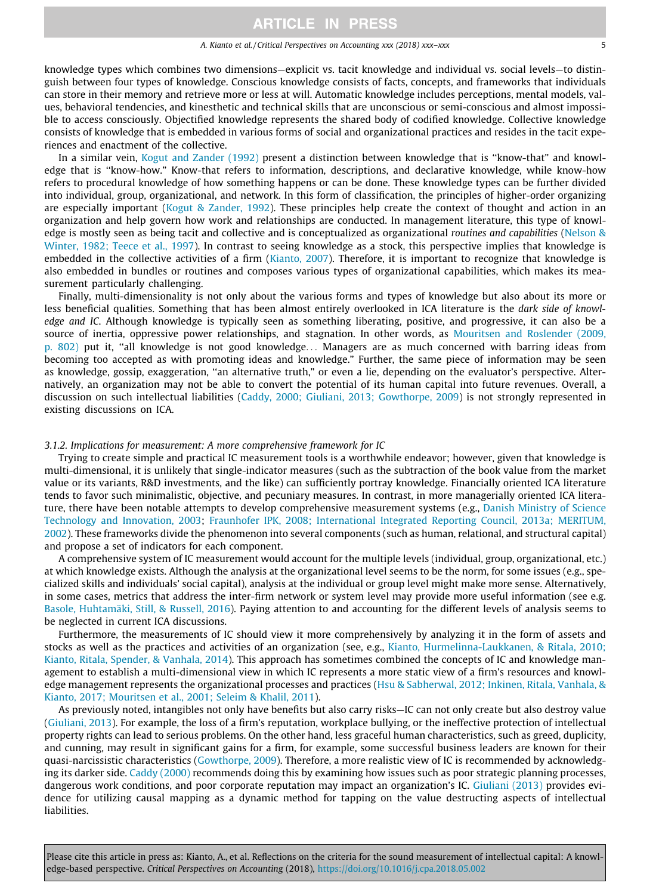knowledge types which combines two dimensions—explicit vs. tacit knowledge and individual vs. social levels—to distinguish between four types of knowledge. Conscious knowledge consists of facts, concepts, and frameworks that individuals can store in their memory and retrieve more or less at will. Automatic knowledge includes perceptions, mental models, values, behavioral tendencies, and kinesthetic and technical skills that are unconscious or semi-conscious and almost impossible to access consciously. Objectified knowledge represents the shared body of codified knowledge. Collective knowledge consists of knowledge that is embedded in various forms of social and organizational practices and resides in the tacit experiences and enactment of the collective.

In a similar vein, Kogut and Zander (1992) present a distinction between knowledge that is "know-that" and knowledge that is "know-how." Know-that refers to information, descriptions, and declarative knowledge, while know-how refers to procedural knowledge of how something happens or can be done. These knowledge types can be further divided into individual, group, organizational, and network. In this form of classification, the principles of higher-order organizing are especially important (Kogut & Zander, 1992). These principles help create the context of thought and action in an organization and help govern how work and relationships are conducted. In management literature, this type of knowledge is mostly seen as being tacit and collective and is conceptualized as organizational *routines and capabilities* (Nelson & Winter, 1982; Teece et al., 1997). In contrast to seeing knowledge as a stock, this perspective implies that knowledge is embedded in the collective activities of a firm (Kianto, 2007). Therefore, it is important to recognize that knowledge is also embedded in bundles or routines and composes various types of organizational capabilities, which makes its measurement particularly challenging.

Finally, multi-dimensionality is not only about the various forms and types of knowledge but also about its more or less beneficial qualities. Something that has been almost entirely overlooked in ICA literature is the *dark side of knowledge and IC*. Although knowledge is typically seen as something liberating, positive, and progressive, it can also be a source of inertia, oppressive power relationships, and stagnation. In other words, as Mouritsen and Roslender (2009, p. 802) put it, "all knowledge is not good knowledge… Managers are as much concerned with barring ideas from becoming too accepted as with promoting ideas and knowledge." Further, the same piece of information may be seen as knowledge, gossip, exaggeration, "an alternative truth," or even a lie, depending on the evaluator's perspective. Alternatively, an organization may not be able to convert the potential of its human capital into future revenues. Overall, a discussion on such intellectual liabilities (Caddy, 2000; Giuliani, 2013; Gowthorpe, 2009) is not strongly represented in existing discussions on ICA.

#### *3.1.2. Implications for measurement: A more comprehensive framework for IC*

Trying to create simple and practical IC measurement tools is a worthwhile endeavor; however, given that knowledge is multi-dimensional, it is unlikely that single-indicator measures (such as the subtraction of the book value from the market value or its variants, R&D investments, and the like) can sufficiently portray knowledge. Financially oriented ICA literature tends to favor such minimalistic, objective, and pecuniary measures. In contrast, in more managerially oriented ICA literature, there have been notable attempts to develop comprehensive measurement systems (e.g., Danish Ministry of Science Technology and Innovation, 2003; Fraunhofer IPK, 2008; International Integrated Reporting Council, 2013a; MERITUM, 2002). These frameworks divide the phenomenon into several components (such as human, relational, and structural capital) and propose a set of indicators for each component.

A comprehensive system of IC measurement would account for the multiple levels (individual, group, organizational, etc.) at which knowledge exists. Although the analysis at the organizational level seems to be the norm, for some issues (e.g., specialized skills and individuals' social capital), analysis at the individual or group level might make more sense. Alternatively, in some cases, metrics that address the inter-firm network or system level may provide more useful information (see e.g. Basole, Huhtamäki, Still, & Russell, 2016). Paying attention to and accounting for the different levels of analysis seems to be neglected in current ICA discussions.

Furthermore, the measurements of IC should view it more comprehensively by analyzing it in the form of assets and stocks as well as the practices and activities of an organization (see, e.g., Kianto, Hurmelinna-Laukkanen, & Ritala, 2010; Kianto, Ritala, Spender, & Vanhala, 2014). This approach has sometimes combined the concepts of IC and knowledge management to establish a multi-dimensional view in which IC represents a more static view of a firm's resources and knowledge management represents the organizational processes and practices (Hsu & Sabherwal, 2012; Inkinen, Ritala, Vanhala, & Kianto, 2017; Mouritsen et al., 2001; Seleim & Khalil, 2011).

As previously noted, intangibles not only have benefits but also carry risks—IC can not only create but also destroy value (Giuliani, 2013). For example, the loss of a firm's reputation, workplace bullying, or the ineffective protection of intellectual property rights can lead to serious problems. On the other hand, less graceful human characteristics, such as greed, duplicity, and cunning, may result in significant gains for a firm, for example, some successful business leaders are known for their quasi-narcissistic characteristics (Gowthorpe, 2009). Therefore, a more realistic view of IC is recommended by acknowledging its darker side. Caddy (2000) recommends doing this by examining how issues such as poor strategic planning processes, dangerous work conditions, and poor corporate reputation may impact an organization's IC. Giuliani (2013) provides evidence for utilizing causal mapping as a dynamic method for tapping on the value destructing aspects of intellectual liabilities.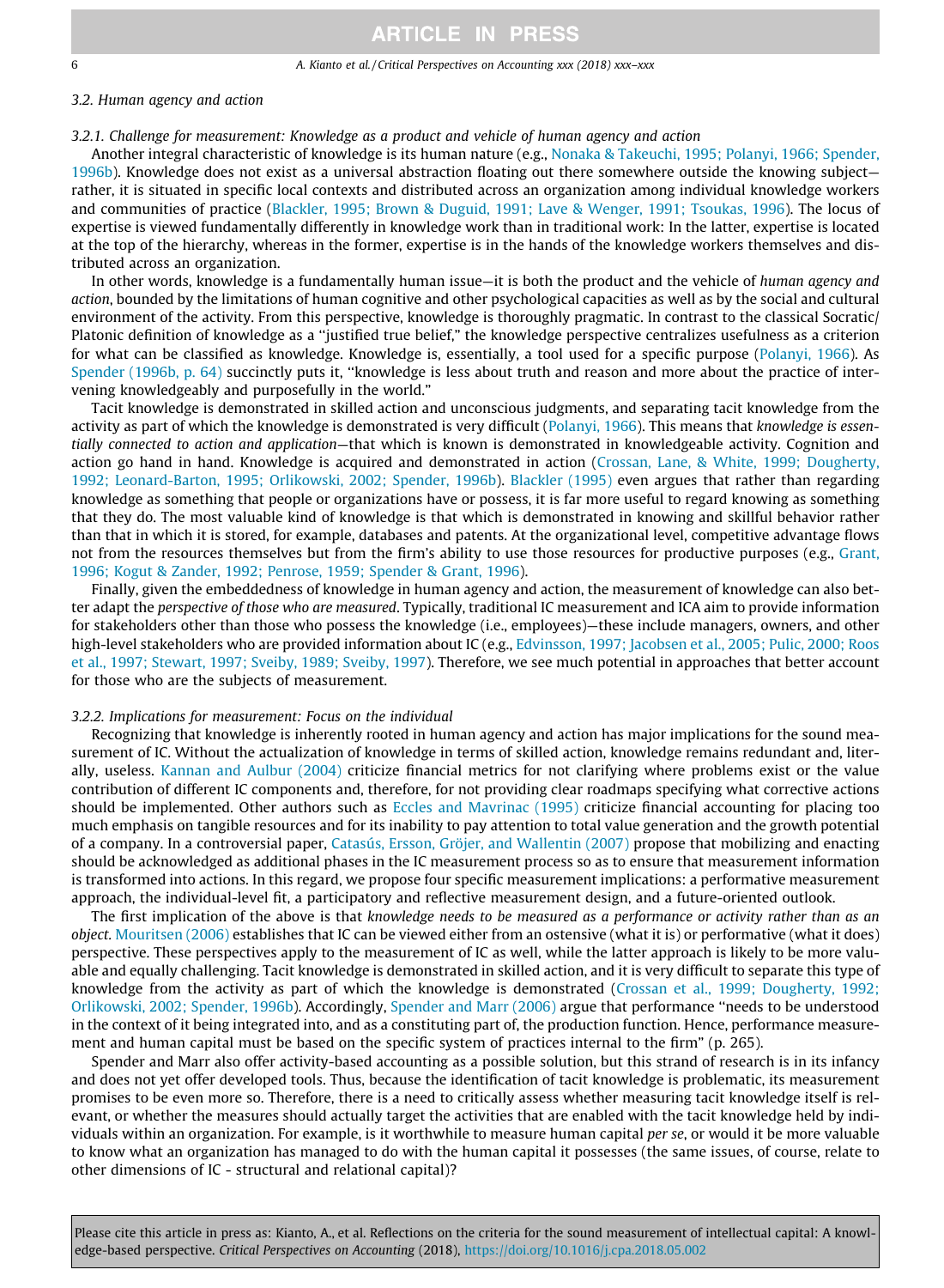### 3.2. Human agency and action

#### 3.2.1. Challenge for measurement: Knowledge as a product and vehicle of human agency and action

Another integral characteristic of knowledge is its human nature (e.g., Nonaka & Takeuchi, 1995; Polanyi, 1966; Spender, 1996b). Knowledge does not exist as a universal abstraction floating out there somewhere outside the knowing subject—rather, it is situated in specific local contexts and distributed across an organization among individual knowledge workers and communities of practice (Blackler, 1995; Brown & Duguid, 1991; Lave & Wenger, 1991; Tsoukas, 1996). The locus of expertise is viewed fundamentally differently in knowledge work than in traditional work: In the latter, expertise is located at the top of the hierarchy, whereas in the former, expertise is in the hands of the knowledge workers themselves and distributed across an organization.

In other words, knowledge is a fundamentally human issue—it is both the product and the vehicle of *human agency and action*, bounded by the limitations of human cognitive and other psychological capacities as well as by the social and cultural environment of the activity. From this perspective, knowledge is thoroughly pragmatic. In contrast to the classical Socratic/Platonic definition of knowledge as a "justified true belief," the knowledge perspective centralizes usefulness as a criterion for what can be classified as knowledge. Knowledge is, essentially, a tool used for a specific purpose (Polanyi, 1966). As Spender (1996b, p. 64) succinctly puts it, "knowledge is less about truth and reason and more about the practice of intervening knowledgeably and purposefully in the world."

Tacit knowledge is demonstrated in skilled action and unconscious judgments, and separating tacit knowledge from the activity as part of which the knowledge is demonstrated is very difficult (Polanyi, 1966). This means that *knowledge is essentially connected to action and application*—that which is known is demonstrated in knowledgeable activity. Cognition and action go hand in hand. Knowledge is acquired and demonstrated in action (Crossan, Lane, & White, 1999; Dougherty, 1992; Leonard-Barton, 1995; Orlikowski, 2002; Spender, 1996b). Blackler (1995) even argues that rather than regarding knowledge as something that people or organizations have or possess, it is far more useful to regard knowing as something that they do. The most valuable kind of knowledge is that which is demonstrated in knowing and skillful behavior rather than that in which it is stored, for example, databases and patents. At the organizational level, competitive advantage flows not from the resources themselves but from the firm's ability to use those resources for productive purposes (e.g., Grant, 1996; Kogut & Zander, 1992; Penrose, 1959; Spender & Grant, 1996).

Finally, given the embeddedness of knowledge in human agency and action, the measurement of knowledge can also better adapt the *perspective of those who are measured*. Typically, traditional IC measurement and ICA aim to provide information for stakeholders other than those who possess the knowledge (i.e., employees)—these include managers, owners, and other high-level stakeholders who are provided information about IC (e.g., Edvinsson, 1997; Jacobsen et al., 2005; Pulic, 2000; Roos et al., 1997; Stewart, 1997; Sveiby, 1989; Sveiby, 1997). Therefore, we see much potential in approaches that better account for those who are the subjects of measurement.

#### 3.2.2. Implications for measurement: Focus on the individual

Recognizing that knowledge is inherently rooted in human agency and action has major implications for the sound measurement of IC. Without the actualization of knowledge in terms of skilled action, knowledge remains redundant and, literally, useless. Kannan and Aulbur (2004) criticize financial metrics for not clarifying where problems exist or the value contribution of different IC components and, therefore, for not providing clear roadmaps specifying what corrective actions should be implemented. Other authors such as Eccles and Mavrinac (1995) criticize financial accounting for placing too much emphasis on tangible resources and for its inability to pay attention to total value generation and the growth potential of a company. In a controversial paper, Catasús, Ersson, Gröjer, and Wallentin (2007) propose that mobilizing and enacting should be acknowledged as additional phases in the IC measurement process so as to ensure that measurement information is transformed into actions. In this regard, we propose four specific measurement implications: a performative measurement approach, the individual-level fit, a participatory and reflective measurement design, and a future-oriented outlook.

The first implication of the above is that *knowledge needs to be measured as a performance or activity rather than as an object*. Mouritsen (2006) establishes that IC can be viewed either from an ostensive (what it is) or performative (what it does) perspective. These perspectives apply to the measurement of IC as well, while the latter approach is likely to be more valuable and equally challenging. Tacit knowledge is demonstrated in skilled action, and it is very difficult to separate this type of knowledge from the activity as part of which the knowledge is demonstrated (Crossan et al., 1999; Dougherty, 1992; Orlikowski, 2002; Spender, 1996b). Accordingly, Spender and Marr (2006) argue that performance "needs to be understood in the context of it being integrated into, and as a constituting part of, the production function. Hence, performance measurement and human capital must be based on the specific system of practices internal to the firm" (p. 265).

Spender and Marr also offer activity-based accounting as a possible solution, but this strand of research is in its infancy and does not yet offer developed tools. Thus, because the identification of tacit knowledge is problematic, its measurement promises to be even more so. Therefore, there is a need to critically assess whether measuring tacit knowledge itself is relevant, or whether the measures should actually target the activities that are enabled with the tacit knowledge held by individuals within an organization. For example, is it worthwhile to measure human capital *per se*, or would it be more valuable to know what an organization has managed to do with the human capital it possesses (the same issues, of course, relate to other dimensions of IC - structural and relational capital)?

Please cite this article in press as: Kianto, A., et al. Reflections on the criteria for the sound measurement of intellectual capital: A knowledge-based perspective. *Critical Perspectives on Accounting* (2018), https://doi.org/10.1016/j.cpa.2018.05.002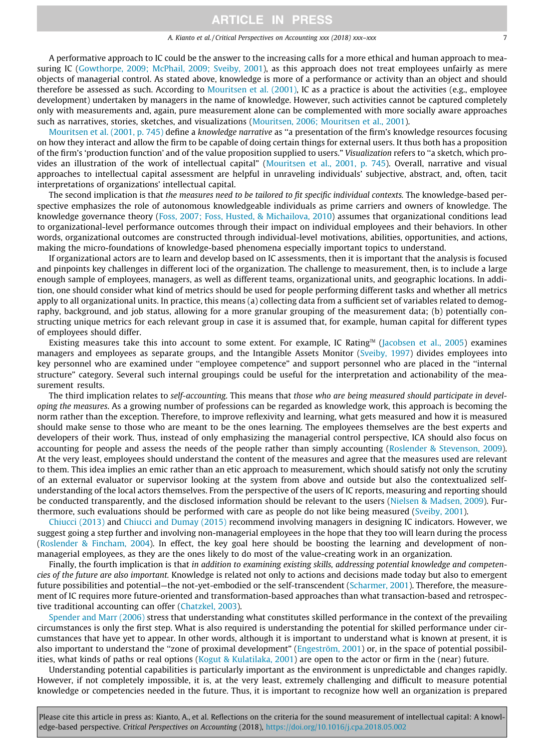A performative approach to IC could be the answer to the increasing calls for a more ethical and human approach to measuring IC (Gowthorpe, 2009; McPhail, 2009; Sveiby, 2001), as this approach does not treat employees unfairly as mere objects of managerial control. As stated above, knowledge is more of a performance or activity than an object and should therefore be assessed as such. According to Mouritsen et al. (2001), IC as a practice is about the activities (e.g., employee development) undertaken by managers in the name of knowledge. However, such activities cannot be captured completely only with measurements and, again, pure measurement alone can be complemented with more socially aware approaches such as narratives, stories, sketches, and visualizations (Mouritsen, 2006; Mouritsen et al., 2001).

Mouritsen et al. (2001, p. 745) define a *knowledge narrative* as "a presentation of the firm's knowledge resources focusing on how they interact and allow the firm to be capable of doing certain things for external users. It thus both has a proposition of the firm's 'production function' and of the value proposition supplied to users." *Visualization* refers to "a sketch, which provides an illustration of the work of intellectual capital" (Mouritsen et al., 2001, p. 745). Overall, narrative and visual approaches to intellectual capital assessment are helpful in unraveling individuals' subjective, abstract, and, often, tacit interpretations of organizations' intellectual capital.

The second implication is that *the measures need to be tailored to fit specific individual contexts.* The knowledge-based perspective emphasizes the role of autonomous knowledgeable individuals as prime carriers and owners of knowledge. The knowledge governance theory (Foss, 2007; Foss, Husted, & Michailova, 2010) assumes that organizational conditions lead to organizational-level performance outcomes through their impact on individual employees and their behaviors. In other words, organizational outcomes are constructed through individual-level motivations, abilities, opportunities, and actions, making the micro-foundations of knowledge-based phenomena especially important topics to understand.

If organizational actors are to learn and develop based on IC assessments, then it is important that the analysis is focused and pinpoints key challenges in different loci of the organization. The challenge to measurement, then, is to include a large enough sample of employees, managers, as well as different teams, organizational units, and geographic locations. In addition, one should consider what kind of metrics should be used for people performing different tasks and whether all metrics apply to all organizational units. In practice, this means (a) collecting data from a sufficient set of variables related to demography, background, and job status, allowing for a more granular grouping of the measurement data; (b) potentially constructing unique metrics for each relevant group in case it is assumed that, for example, human capital for different types of employees should differ.

Existing measures take this into account to some extent. For example, IC Rating™ (Jacobsen et al., 2005) examines managers and employees as separate groups, and the Intangible Assets Monitor (Sveiby, 1997) divides employees into key personnel who are examined under "employee competence" and support personnel who are placed in the "internal structure" category. Several such internal groupings could be useful for the interpretation and actionability of the measurement results.

The third implication relates to *self-accounting*. This means that *those who are being measured should participate in developing the measures*. As a growing number of professions can be regarded as knowledge work, this approach is becoming the norm rather than the exception. Therefore, to improve reflexivity and learning, what gets measured and how it is measured should make sense to those who are meant to be the ones learning. The employees themselves are the best experts and developers of their work. Thus, instead of only emphasizing the managerial control perspective, ICA should also focus on accounting for people and assess the needs of the people rather than simply accounting (Roslender & Stevenson, 2009). At the very least, employees should understand the content of the measures and agree that the measures used are relevant to them. This idea implies an emic rather than an etic approach to measurement, which should satisfy not only the scrutiny of an external evaluator or supervisor looking at the system from above and outside but also the contextualized self-understanding of the local actors themselves. From the perspective of the users of IC reports, measuring and reporting should be conducted transparently, and the disclosed information should be relevant to the users (Nielsen & Madsen, 2009). Furthermore, such evaluations should be performed with care as people do not like being measured (Sveiby, 2001).

Chiucci (2013) and Chiucci and Dumay (2015) recommend involving managers in designing IC indicators. However, we suggest going a step further and involving non-managerial employees in the hope that they too will learn during the process (Roslender & Fincham, 2004). In effect, the key goal here should be boosting the learning and development of non-managerial employees, as they are the ones likely to do most of the value-creating work in an organization.

Finally, the fourth implication is that *in addition to examining existing skills, addressing potential knowledge and competencies of the future are also important.* Knowledge is related not only to actions and decisions made today but also to emergent future possibilities and potential—the not-yet-embodied or the self-transcendent (Scharmer, 2001). Therefore, the measurement of IC requires more future-oriented and transformation-based approaches than what transaction-based and retrospective traditional accounting can offer (Chatzkel, 2003).

Spender and Marr (2006) stress that understanding what constitutes skilled performance in the context of the prevailing circumstances is only the first step. What is also required is understanding the potential for skilled performance under circumstances that have yet to appear. In other words, although it is important to understand what is known at present, it is also important to understand the "zone of proximal development" (Engeström, 2001) or, in the space of potential possibilities, what kinds of paths or real options (Kogut & Kulatilaka, 2001) are open to the actor or firm in the (near) future.

Understanding potential capabilities is particularly important as the environment is unpredictable and changes rapidly. However, if not completely impossible, it is, at the very least, extremely challenging and difficult to measure potential knowledge or competencies needed in the future. Thus, it is important to recognize how well an organization is prepared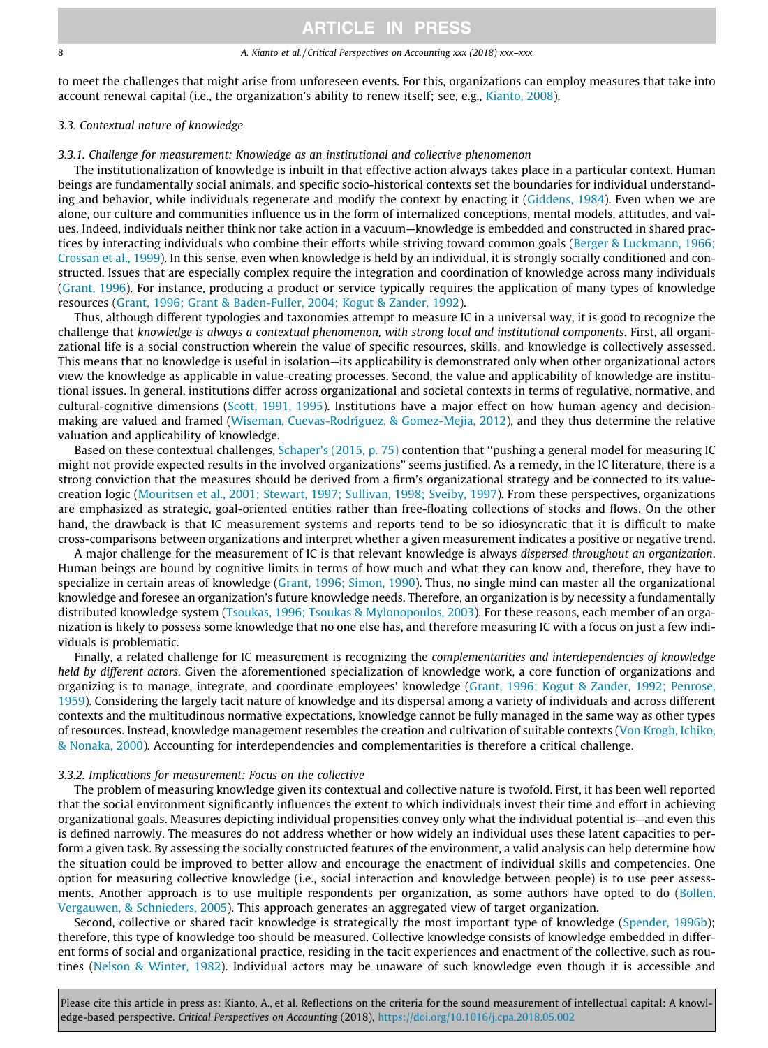to meet the challenges that might arise from unforeseen events. For this, organizations can employ measures that take into account renewal capital (i.e., the organization's ability to renew itself; see, e.g., Kianto, 2008).

### 3.3. Contextual nature of knowledge

#### 3.3.1. Challenge for measurement: Knowledge as an institutional and collective phenomenon

The institutionalization of knowledge is inbuilt in that effective action always takes place in a particular context. Human beings are fundamentally social animals, and specific socio-historical contexts set the boundaries for individual understanding and behavior, while individuals regenerate and modify the context by enacting it (Giddens, 1984). Even when we are alone, our culture and communities influence us in the form of internalized conceptions, mental models, attitudes, and values. Indeed, individuals neither think nor take action in a vacuum—knowledge is embedded and constructed in shared practices by interacting individuals who combine their efforts while striving toward common goals (Berger & Luckmann, 1966; Crossan et al., 1999). In this sense, even when knowledge is held by an individual, it is strongly socially conditioned and constructed. Issues that are especially complex require the integration and coordination of knowledge across many individuals (Grant, 1996). For instance, producing a product or service typically requires the application of many types of knowledge resources (Grant, 1996; Grant & Baden-Fuller, 2004; Kogut & Zander, 1992).

Thus, although different typologies and taxonomies attempt to measure IC in a universal way, it is good to recognize the challenge that *knowledge is always a contextual phenomenon, with strong local and institutional components*. First, all organizational life is a social construction wherein the value of specific resources, skills, and knowledge is collectively assessed. This means that no knowledge is useful in isolation—its applicability is demonstrated only when other organizational actors view the knowledge as applicable in value-creating processes. Second, the value and applicability of knowledge are institutional issues. In general, institutions differ across organizational and societal contexts in terms of regulative, normative, and cultural-cognitive dimensions (Scott, 1991, 1995). Institutions have a major effect on how human agency and decision-making are valued and framed (Wiseman, Cuevas-Rodríguez, & Gomez-Mejia, 2012), and they thus determine the relative valuation and applicability of knowledge.

Based on these contextual challenges, Schaper's (2015, p. 75) contention that "pushing a general model for measuring IC might not provide expected results in the involved organizations" seems justified. As a remedy, in the IC literature, there is a strong conviction that the measures should be derived from a firm's organizational strategy and be connected to its value-creation logic (Mouritsen et al., 2001; Stewart, 1997; Sullivan, 1998; Sveiby, 1997). From these perspectives, organizations are emphasized as strategic, goal-oriented entities rather than free-floating collections of stocks and flows. On the other hand, the drawback is that IC measurement systems and reports tend to be so idiosyncratic that it is difficult to make cross-comparisons between organizations and interpret whether a given measurement indicates a positive or negative trend.

A major challenge for the measurement of IC is that relevant knowledge is always *dispersed throughout an organization*. Human beings are bound by cognitive limits in terms of how much and what they can know and, therefore, they have to specialize in certain areas of knowledge (Grant, 1996; Simon, 1990). Thus, no single mind can master all the organizational knowledge and foresee an organization's future knowledge needs. Therefore, an organization is by necessity a fundamentally distributed knowledge system (Tsoukas, 1996; Tsoukas & Mylonopoulos, 2003). For these reasons, each member of an organization is likely to possess some knowledge that no one else has, and therefore measuring IC with a focus on just a few individuals is problematic.

Finally, a related challenge for IC measurement is recognizing the *complementarities and interdependencies of knowledge held by different actors*. Given the aforementioned specialization of knowledge work, a core function of organizations and organizing is to manage, integrate, and coordinate employees' knowledge (Grant, 1996; Kogut & Zander, 1992; Penrose, 1959). Considering the largely tacit nature of knowledge and its dispersal among a variety of individuals and across different contexts and the multitudinous normative expectations, knowledge cannot be fully managed in the same way as other types of resources. Instead, knowledge management resembles the creation and cultivation of suitable contexts (Von Krogh, Ichiko, & Nonaka, 2000). Accounting for interdependencies and complementarities is therefore a critical challenge.

#### 3.3.2. Implications for measurement: Focus on the collective

The problem of measuring knowledge given its contextual and collective nature is twofold. First, it has been well reported that the social environment significantly influences the extent to which individuals invest their time and effort in achieving organizational goals. Measures depicting individual propensities convey only what the individual potential is—and even this is defined narrowly. The measures do not address whether or how widely an individual uses these latent capacities to perform a given task. By assessing the socially constructed features of the environment, a valid analysis can help determine how the situation could be improved to better allow and encourage the enactment of individual skills and competencies. One option for measuring collective knowledge (i.e., social interaction and knowledge between people) is to use peer assessments. Another approach is to use multiple respondents per organization, as some authors have opted to do (Bollen, Vergauwen, & Schnieders, 2005). This approach generates an aggregated view of target organization.

Second, collective or shared tacit knowledge is strategically the most important type of knowledge (Spender, 1996b); therefore, this type of knowledge too should be measured. Collective knowledge consists of knowledge embedded in different forms of social and organizational practice, residing in the tacit experiences and enactment of the collective, such as routines (Nelson & Winter, 1982). Individual actors may be unaware of such knowledge even though it is accessible and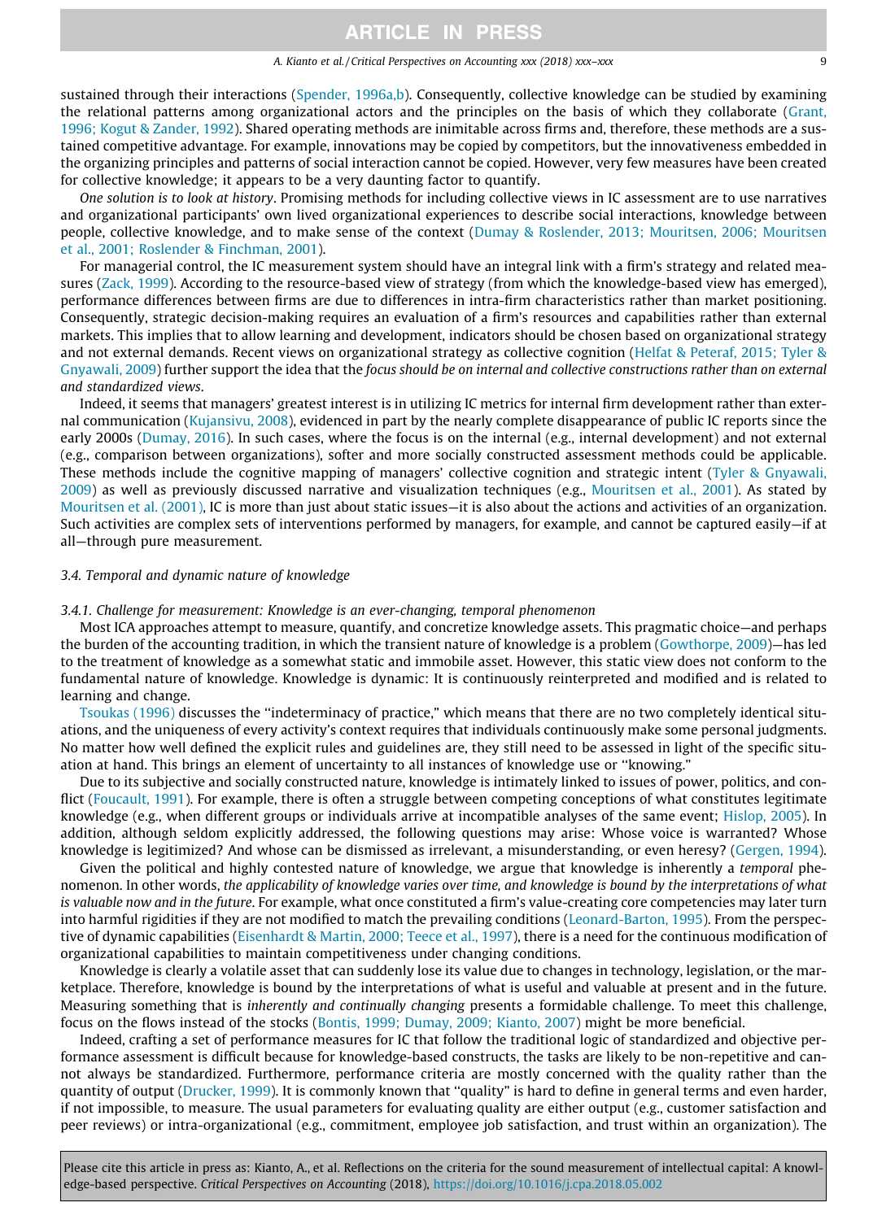sustained through their interactions (Spender, 1996a,b). Consequently, collective knowledge can be studied by examining the relational patterns among organizational actors and the principles on the basis of which they collaborate (Grant, 1996; Kogut & Zander, 1992). Shared operating methods are inimitable across firms and, therefore, these methods are a sustained competitive advantage. For example, innovations may be copied by competitors, but the innovativeness embedded in the organizing principles and patterns of social interaction cannot be copied. However, very few measures have been created for collective knowledge; it appears to be a very daunting factor to quantify.

*One solution is to look at history*. Promising methods for including collective views in IC assessment are to use narratives and organizational participants' own lived organizational experiences to describe social interactions, knowledge between people, collective knowledge, and to make sense of the context (Dumay & Roslender, 2013; Mouritsen, 2006; Mouritsen et al., 2001; Roslender & Finchman, 2001).

For managerial control, the IC measurement system should have an integral link with a firm's strategy and related measures (Zack, 1999). According to the resource-based view of strategy (from which the knowledge-based view has emerged), performance differences between firms are due to differences in intra-firm characteristics rather than market positioning. Consequently, strategic decision-making requires an evaluation of a firm's resources and capabilities rather than external markets. This implies that to allow learning and development, indicators should be chosen based on organizational strategy and not external demands. Recent views on organizational strategy as collective cognition (Helfat & Peteraf, 2015; Tyler & Gnyawali, 2009) further support the idea that the *focus should be on internal and collective constructions rather than on external and standardized views*.

Indeed, it seems that managers' greatest interest is in utilizing IC metrics for internal firm development rather than external communication (Kujansivu, 2008), evidenced in part by the nearly complete disappearance of public IC reports since the early 2000s (Dumay, 2016). In such cases, where the focus is on the internal (e.g., internal development) and not external (e.g., comparison between organizations), softer and more socially constructed assessment methods could be applicable. These methods include the cognitive mapping of managers' collective cognition and strategic intent (Tyler & Gnyawali, 2009) as well as previously discussed narrative and visualization techniques (e.g., Mouritsen et al., 2001). As stated by Mouritsen et al. (2001), IC is more than just about static issues—it is also about the actions and activities of an organization. Such activities are complex sets of interventions performed by managers, for example, and cannot be captured easily—if at all—through pure measurement.

### 3.4. Temporal and dynamic nature of knowledge

#### 3.4.1. Challenge for measurement: Knowledge is an ever-changing, temporal phenomenon

Most ICA approaches attempt to measure, quantify, and concretize knowledge assets. This pragmatic choice—and perhaps the burden of the accounting tradition, in which the transient nature of knowledge is a problem (Gowthorpe, 2009)—has led to the treatment of knowledge as a somewhat static and immobile asset. However, this static view does not conform to the fundamental nature of knowledge. Knowledge is dynamic: It is continuously reinterpreted and modified and is related to learning and change.

Tsoukas (1996) discusses the "indeterminacy of practice," which means that there are no two completely identical situations, and the uniqueness of every activity's context requires that individuals continuously make some personal judgments. No matter how well defined the explicit rules and guidelines are, they still need to be assessed in light of the specific situation at hand. This brings an element of uncertainty to all instances of knowledge use or "knowing."

Due to its subjective and socially constructed nature, knowledge is intimately linked to issues of power, politics, and conflict (Foucault, 1991). For example, there is often a struggle between competing conceptions of what constitutes legitimate knowledge (e.g., when different groups or individuals arrive at incompatible analyses of the same event; Hislop, 2005). In addition, although seldom explicitly addressed, the following questions may arise: Whose voice is warranted? Whose knowledge is legitimized? And whose can be dismissed as irrelevant, a misunderstanding, or even heresy? (Gergen, 1994).

Given the political and highly contested nature of knowledge, we argue that knowledge is inherently a *temporal* phenomenon. In other words, *the applicability of knowledge varies over time, and knowledge is bound by the interpretations of what is valuable now and in the future*. For example, what once constituted a firm's value-creating core competencies may later turn into harmful rigidities if they are not modified to match the prevailing conditions (Leonard-Barton, 1995). From the perspective of dynamic capabilities (Eisenhardt & Martin, 2000; Teece et al., 1997), there is a need for the continuous modification of organizational capabilities to maintain competitiveness under changing conditions.

Knowledge is clearly a volatile asset that can suddenly lose its value due to changes in technology, legislation, or the marketplace. Therefore, knowledge is bound by the interpretations of what is useful and valuable at present and in the future. Measuring something that is *inherently and continually changing* presents a formidable challenge. To meet this challenge, focus on the flows instead of the stocks (Bontis, 1999; Dumay, 2009; Kianto, 2007) might be more beneficial.

Indeed, crafting a set of performance measures for IC that follow the traditional logic of standardized and objective performance assessment is difficult because for knowledge-based constructs, the tasks are likely to be non-repetitive and cannot always be standardized. Furthermore, performance criteria are mostly concerned with the quality rather than the quantity of output (Drucker, 1999). It is commonly known that "quality" is hard to define in general terms and even harder, if not impossible, to measure. The usual parameters for evaluating quality are either output (e.g., customer satisfaction and peer reviews) or intra-organizational (e.g., commitment, employee job satisfaction, and trust within an organization). The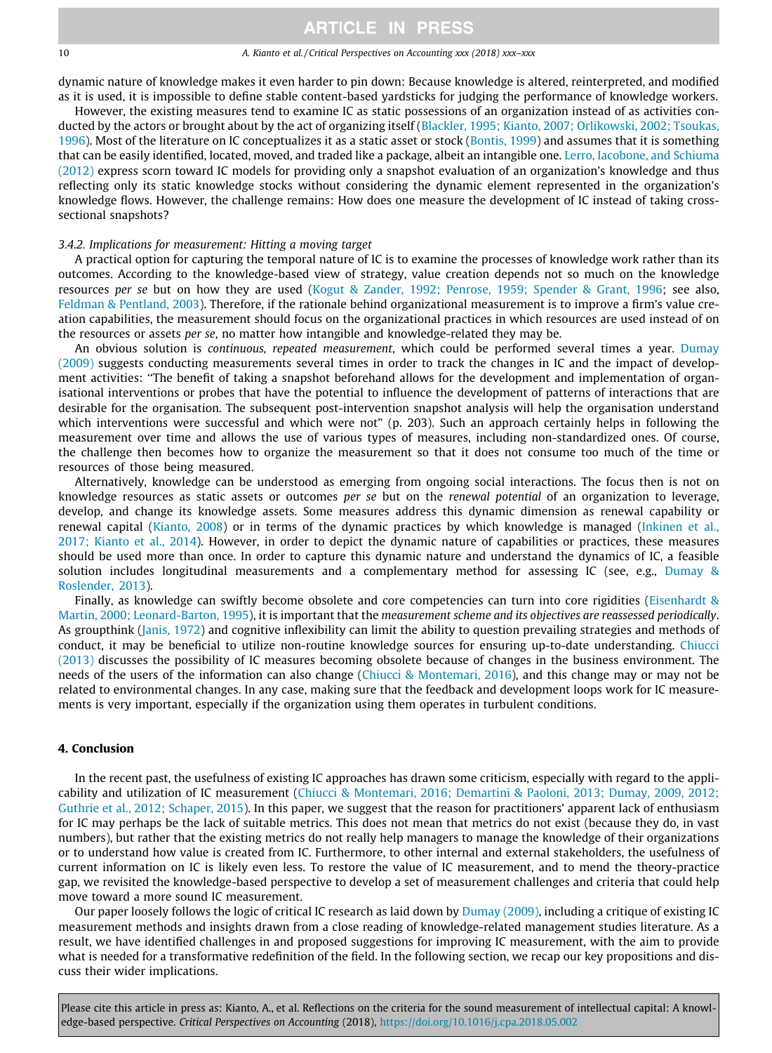dynamic nature of knowledge makes it even harder to pin down: Because knowledge is altered, reinterpreted, and modified as it is used, it is impossible to define stable content-based yardsticks for judging the performance of knowledge workers.

However, the existing measures tend to examine IC as static possessions of an organization instead of as activities conducted by the actors or brought about by the act of organizing itself (Blackler, 1995; Kianto, 2007; Orlikowski, 2002; Tsoukas, 1996). Most of the literature on IC conceptualizes it as a static asset or stock (Bontis, 1999) and assumes that it is something that can be easily identified, located, moved, and traded like a package, albeit an intangible one. Lerro, Iacobone, and Schiuma (2012) express scorn toward IC models for providing only a snapshot evaluation of an organization's knowledge and thus reflecting only its static knowledge stocks without considering the dynamic element represented in the organization's knowledge flows. However, the challenge remains: How does one measure the development of IC instead of taking cross-sectional snapshots?

*3.4.2. Implications for measurement: Hitting a moving target*

A practical option for capturing the temporal nature of IC is to examine the processes of knowledge work rather than its outcomes. According to the knowledge-based view of strategy, value creation depends not so much on the knowledge resources *per se* but on how they are used (Kogut & Zander, 1992; Penrose, 1959; Spender & Grant, 1996; see also, Feldman & Pentland, 2003). Therefore, if the rationale behind organizational measurement is to improve a firm's value creation capabilities, the measurement should focus on the organizational practices in which resources are used instead of on the resources or assets *per se*, no matter how intangible and knowledge-related they may be.

An obvious solution is *continuous, repeated measurement*, which could be performed several times a year. Dumay (2009) suggests conducting measurements several times in order to track the changes in IC and the impact of development activities: "The benefit of taking a snapshot beforehand allows for the development and implementation of organisational interventions or probes that have the potential to influence the development of patterns of interactions that are desirable for the organisation. The subsequent post-intervention snapshot analysis will help the organisation understand which interventions were successful and which were not" (p. 203). Such an approach certainly helps in following the measurement over time and allows the use of various types of measures, including non-standardized ones. Of course, the challenge then becomes how to organize the measurement so that it does not consume too much of the time or resources of those being measured.

Alternatively, knowledge can be understood as emerging from ongoing social interactions. The focus then is not on knowledge resources as static assets or outcomes *per se* but on the *renewal potential* of an organization to leverage, develop, and change its knowledge assets. Some measures address this dynamic dimension as renewal capability or renewal capital (Kianto, 2008) or in terms of the dynamic practices by which knowledge is managed (Inkinen et al., 2017; Kianto et al., 2014). However, in order to depict the dynamic nature of capabilities or practices, these measures should be used more than once. In order to capture this dynamic nature and understand the dynamics of IC, a feasible solution includes longitudinal measurements and a complementary method for assessing IC (see, e.g., Dumay & Roslender, 2013).

Finally, as knowledge can swiftly become obsolete and core competencies can turn into core rigidities (Eisenhardt & Martin, 2000; Leonard-Barton, 1995), it is important that the *measurement scheme and its objectives are reassessed periodically*. As groupthink (Janis, 1972) and cognitive inflexibility can limit the ability to question prevailing strategies and methods of conduct, it may be beneficial to utilize non-routine knowledge sources for ensuring up-to-date understanding. Chiucci (2013) discusses the possibility of IC measures becoming obsolete because of changes in the business environment. The needs of the users of the information can also change (Chiucci & Montemari, 2016), and this change may or may not be related to environmental changes. In any case, making sure that the feedback and development loops work for IC measurements is very important, especially if the organization using them operates in turbulent conditions.

## 4. Conclusion

In the recent past, the usefulness of existing IC approaches has drawn some criticism, especially with regard to the applicability and utilization of IC measurement (Chiucci & Montemari, 2016; Demartini & Paoloni, 2013; Dumay, 2009, 2012; Guthrie et al., 2012; Schaper, 2015). In this paper, we suggest that the reason for practitioners' apparent lack of enthusiasm for IC may perhaps be the lack of suitable metrics. This does not mean that metrics do not exist (because they do, in vast numbers), but rather that the existing metrics do not really help managers to manage the knowledge of their organizations or to understand how value is created from IC. Furthermore, to other internal and external stakeholders, the usefulness of current information on IC is likely even less. To restore the value of IC measurement, and to mend the theory-practice gap, we revisited the knowledge-based perspective to develop a set of measurement challenges and criteria that could help move toward a more sound IC measurement.

Our paper loosely follows the logic of critical IC research as laid down by Dumay (2009), including a critique of existing IC measurement methods and insights drawn from a close reading of knowledge-related management studies literature. As a result, we have identified challenges in and proposed suggestions for improving IC measurement, with the aim to provide what is needed for a transformative redefinition of the field. In the following section, we recap our key propositions and discuss their wider implications.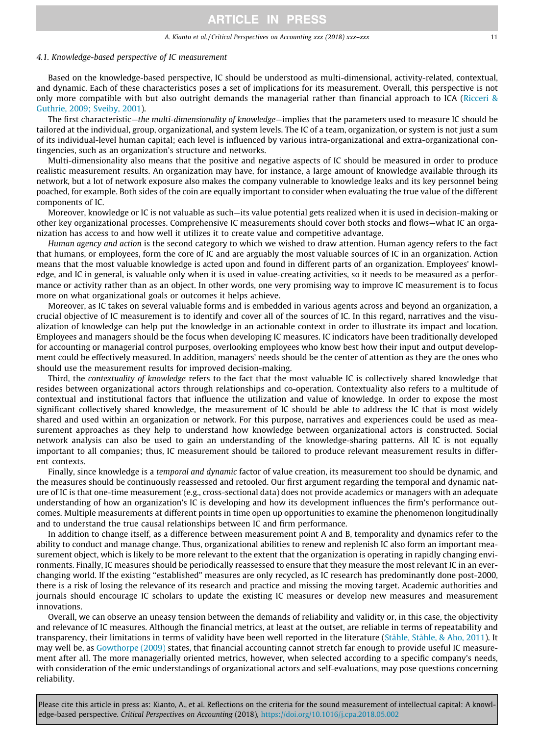### 4.1. Knowledge-based perspective of IC measurement

Based on the knowledge-based perspective, IC should be understood as multi-dimensional, activity-related, contextual, and dynamic. Each of these characteristics poses a set of implications for its measurement. Overall, this perspective is not only more compatible with but also outright demands the managerial rather than financial approach to ICA (Ricceri & Guthrie, 2009; Sveiby, 2001).

The first characteristic—*the multi-dimensionality of knowledge*—implies that the parameters used to measure IC should be tailored at the individual, group, organizational, and system levels. The IC of a team, organization, or system is not just a sum of its individual-level human capital; each level is influenced by various intra-organizational and extra-organizational contingencies, such as an organization's structure and networks.

Multi-dimensionality also means that the positive and negative aspects of IC should be measured in order to produce realistic measurement results. An organization may have, for instance, a large amount of knowledge available through its network, but a lot of network exposure also makes the company vulnerable to knowledge leaks and its key personnel being poached, for example. Both sides of the coin are equally important to consider when evaluating the true value of the different components of IC.

Moreover, knowledge or IC is not valuable as such—its value potential gets realized when it is used in decision-making or other key organizational processes. Comprehensive IC measurements should cover both stocks and flows—what IC an organization has access to and how well it utilizes it to create value and competitive advantage.

*Human agency and action* is the second category to which we wished to draw attention. Human agency refers to the fact that humans, or employees, form the core of IC and are arguably the most valuable sources of IC in an organization. Action means that the most valuable knowledge is acted upon and found in different parts of an organization. Employees' knowledge, and IC in general, is valuable only when it is used in value-creating activities, so it needs to be measured as a performance or activity rather than as an object. In other words, one very promising way to improve IC measurement is to focus more on what organizational goals or outcomes it helps achieve.

Moreover, as IC takes on several valuable forms and is embedded in various agents across and beyond an organization, a crucial objective of IC measurement is to identify and cover all of the sources of IC. In this regard, narratives and the visualization of knowledge can help put the knowledge in an actionable context in order to illustrate its impact and location. Employees and managers should be the focus when developing IC measures. IC indicators have been traditionally developed for accounting or managerial control purposes, overlooking employees who know best how their input and output development could be effectively measured. In addition, managers' needs should be the center of attention as they are the ones who should use the measurement results for improved decision-making.

Third, the *contextuality of knowledge* refers to the fact that the most valuable IC is collectively shared knowledge that resides between organizational actors through relationships and co-operation. Contextuality also refers to a multitude of contextual and institutional factors that influence the utilization and value of knowledge. In order to expose the most significant collectively shared knowledge, the measurement of IC should be able to address the IC that is most widely shared and used within an organization or network. For this purpose, narratives and experiences could be used as measurement approaches as they help to understand how knowledge between organizational actors is constructed. Social network analysis can also be used to gain an understanding of the knowledge-sharing patterns. All IC is not equally important to all companies; thus, IC measurement should be tailored to produce relevant measurement results in different contexts.

Finally, since knowledge is a *temporal and dynamic* factor of value creation, its measurement too should be dynamic, and the measures should be continuously reassessed and retooled. Our first argument regarding the temporal and dynamic nature of IC is that one-time measurement (e.g., cross-sectional data) does not provide academics or managers with an adequate understanding of how an organization's IC is developing and how its development influences the firm's performance outcomes. Multiple measurements at different points in time open up opportunities to examine the phenomenon longitudinally and to understand the true causal relationships between IC and firm performance.

In addition to change itself, as a difference between measurement point A and B, temporality and dynamics refer to the ability to conduct and manage change. Thus, organizational abilities to renew and replenish IC also form an important measurement object, which is likely to be more relevant to the extent that the organization is operating in rapidly changing environments. Finally, IC measures should be periodically reassessed to ensure that they measure the most relevant IC in an ever-changing world. If the existing "established" measures are only recycled, as IC research has predominantly done post-2000, there is a risk of losing the relevance of its research and practice and missing the moving target. Academic authorities and journals should encourage IC scholars to update the existing IC measures or develop new measures and measurement innovations.

Overall, we can observe an uneasy tension between the demands of reliability and validity or, in this case, the objectivity and relevance of IC measures. Although the financial metrics, at least at the outset, are reliable in terms of repeatability and transparency, their limitations in terms of validity have been well reported in the literature (Ståhle, Ståhle, & Aho, 2011). It may well be, as Gowthorpe (2009) states, that financial accounting cannot stretch far enough to provide useful IC measurement after all. The more managerially oriented metrics, however, when selected according to a specific company's needs, with consideration of the emic understandings of organizational actors and self-evaluations, may pose questions concerning reliability.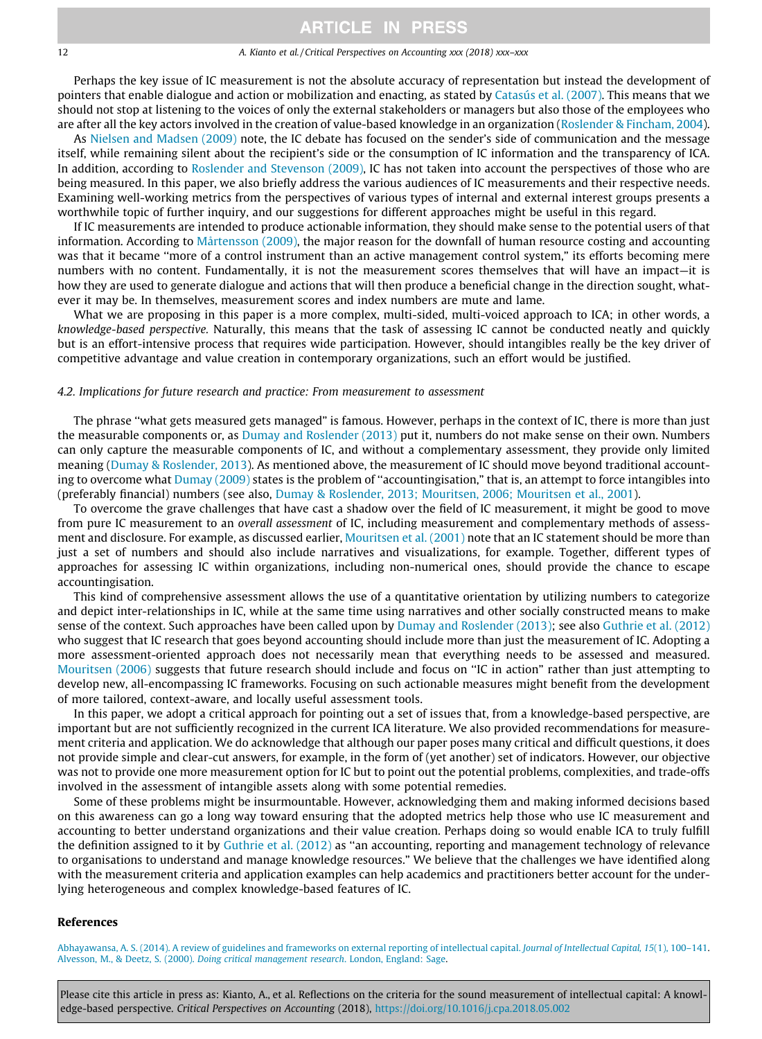Perhaps the key issue of IC measurement is not the absolute accuracy of representation but instead the development of pointers that enable dialogue and action or mobilization and enacting, as stated by Catasús et al. (2007). This means that we should not stop at listening to the voices of only the external stakeholders or managers but also those of the employees who are after all the key actors involved in the creation of value-based knowledge in an organization (Roslender & Fincham, 2004).

As Nielsen and Madsen (2009) note, the IC debate has focused on the sender's side of communication and the message itself, while remaining silent about the recipient's side or the consumption of IC information and the transparency of ICA. In addition, according to Roslender and Stevenson (2009), IC has not taken into account the perspectives of those who are being measured. In this paper, we also briefly address the various audiences of IC measurements and their respective needs. Examining well-working metrics from the perspectives of various types of internal and external interest groups presents a worthwhile topic of further inquiry, and our suggestions for different approaches might be useful in this regard.

If IC measurements are intended to produce actionable information, they should make sense to the potential users of that information. According to Mårtensson (2009), the major reason for the downfall of human resource costing and accounting was that it became "more of a control instrument than an active management control system," its efforts becoming mere numbers with no content. Fundamentally, it is not the measurement scores themselves that will have an impact—it is how they are used to generate dialogue and actions that will then produce a beneficial change in the direction sought, whatever it may be. In themselves, measurement scores and index numbers are mute and lame.

What we are proposing in this paper is a more complex, multi-sided, multi-voiced approach to ICA; in other words, a *knowledge-based perspective*. Naturally, this means that the task of assessing IC cannot be conducted neatly and quickly but is an effort-intensive process that requires wide participation. However, should intangibles really be the key driver of competitive advantage and value creation in contemporary organizations, such an effort would be justified.

### *4.2. Implications for future research and practice: From measurement to assessment*

The phrase "what gets measured gets managed" is famous. However, perhaps in the context of IC, there is more than just the measurable components or, as Dumay and Roslender (2013) put it, numbers do not make sense on their own. Numbers can only capture the measurable components of IC, and without a complementary assessment, they provide only limited meaning (Dumay & Roslender, 2013). As mentioned above, the measurement of IC should move beyond traditional accounting to overcome what Dumay (2009) states is the problem of "accountingisation," that is, an attempt to force intangibles into (preferably financial) numbers (see also, Dumay & Roslender, 2013; Mouritsen, 2006; Mouritsen et al., 2001).

To overcome the grave challenges that have cast a shadow over the field of IC measurement, it might be good to move from pure IC measurement to an *overall assessment* of IC, including measurement and complementary methods of assessment and disclosure. For example, as discussed earlier, Mouritsen et al. (2001) note that an IC statement should be more than just a set of numbers and should also include narratives and visualizations, for example. Together, different types of approaches for assessing IC within organizations, including non-numerical ones, should provide the chance to escape accountingisation.

This kind of comprehensive assessment allows the use of a quantitative orientation by utilizing numbers to categorize and depict inter-relationships in IC, while at the same time using narratives and other socially constructed means to make sense of the context. Such approaches have been called upon by Dumay and Roslender (2013); see also Guthrie et al. (2012) who suggest that IC research that goes beyond accounting should include more than just the measurement of IC. Adopting a more assessment-oriented approach does not necessarily mean that everything needs to be assessed and measured. Mouritsen (2006) suggests that future research should include and focus on "IC in action" rather than just attempting to develop new, all-encompassing IC frameworks. Focusing on such actionable measures might benefit from the development of more tailored, context-aware, and locally useful assessment tools.

In this paper, we adopt a critical approach for pointing out a set of issues that, from a knowledge-based perspective, are important but are not sufficiently recognized in the current ICA literature. We also provided recommendations for measurement criteria and application. We do acknowledge that although our paper poses many critical and difficult questions, it does not provide simple and clear-cut answers, for example, in the form of (yet another) set of indicators. However, our objective was not to provide one more measurement option for IC but to point out the potential problems, complexities, and trade-offs involved in the assessment of intangible assets along with some potential remedies.

Some of these problems might be insurmountable. However, acknowledging them and making informed decisions based on this awareness can go a long way toward ensuring that the adopted metrics help those who use IC measurement and accounting to better understand organizations and their value creation. Perhaps doing so would enable ICA to truly fulfill the definition assigned to it by Guthrie et al. (2012) as "an accounting, reporting and management technology of relevance to organisations to understand and manage knowledge resources." We believe that the challenges we have identified along with the measurement criteria and application examples can help academics and practitioners better account for the underlying heterogeneous and complex knowledge-based features of IC.

## References

Abhayawansa, A. S. (2014). A review of guidelines and frameworks on external reporting of intellectual capital. *Journal of Intellectual Capital, 15*(1), 100–141.
Alvesson, M., & Deetz, S. (2000). *Doing critical management research*. London, England: Sage.

Please cite this article in press as: Kianto, A., et al. Reflections on the criteria for the sound measurement of intellectual capital: A knowledge-based perspective. *Critical Perspectives on Accounting* (2018), https://doi.org/10.1016/j.cpa.2018.05.002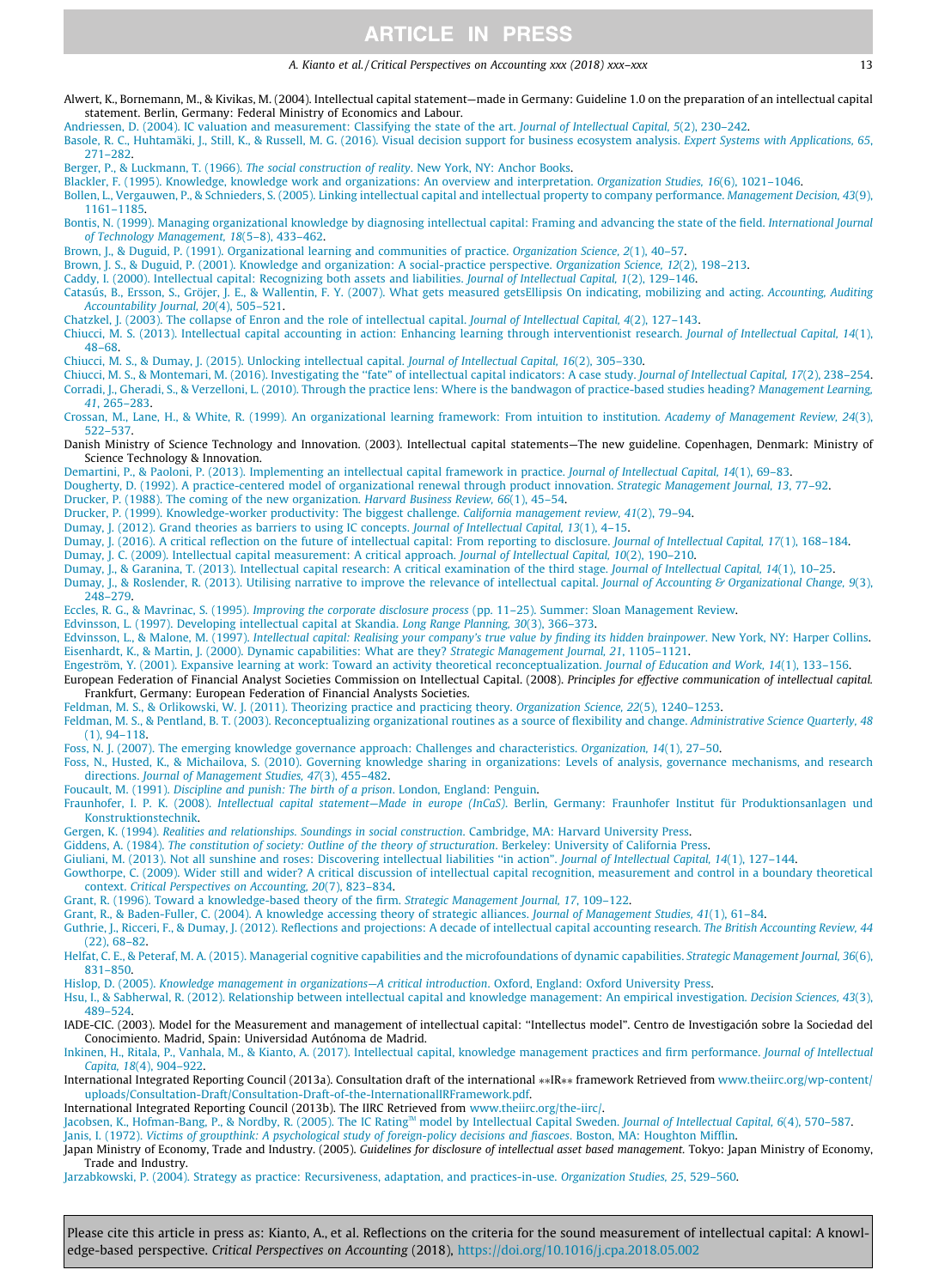Alwert, K., Bornemann, M., & Kivikas, M. (2004). Intellectual capital statement—made in Germany: Guideline 1.0 on the preparation of an intellectual capital statement. Berlin, Germany: Federal Ministry of Economics and Labour.

Andriessen, D. (2004). IC valuation and measurement: Classifying the state of the art. *Journal of Intellectual Capital, 5*(2), 230–242.

Basole, R. C., Huhtamäki, J., Still, K., & Russell, M. G. (2016). Visual decision support for business ecosystem analysis. *Expert Systems with Applications, 65*, 271–282.

Berger, P., & Luckmann, T. (1966). *The social construction of reality*. New York, NY: Anchor Books.

Blackler, F. (1995). Knowledge, knowledge work and organizations: An overview and interpretation. *Organization Studies, 16*(6), 1021–1046.

Bollen, L., Vergauwen, P., & Schnieders, S. (2005). Linking intellectual capital and intellectual property to company performance. *Management Decision, 43*(9), 1161–1185.

Bontis, N. (1999). Managing organizational knowledge by diagnosing intellectual capital: Framing and advancing the state of the field. *International Journal of Technology Management, 18*(5–8), 433–462.

Brown, J., & Duguid, P. (1991). Organizational learning and communities of practice. *Organization Science, 2*(1), 40–57.

Brown, J. S., & Duguid, P. (2001). Knowledge and organization: A social-practice perspective. *Organization Science, 12*(2), 198–213.

Caddy, I. (2000). Intellectual capital: Recognizing both assets and liabilities. *Journal of Intellectual Capital, 1*(2), 129–146.

Catasús, B., Ersson, S., Gröjer, J. E., & Wallentin, F. Y. (2007). What gets measured getsEllipsis On indicating, mobilizing and acting. *Accounting, Auditing Accountability Journal, 20*(4), 505–521.

Chatzkel, J. (2003). The collapse of Enron and the role of intellectual capital. *Journal of Intellectual Capital, 4*(2), 127–143.

Chiucci, M. S. (2013). Intellectual capital accounting in action: Enhancing learning through interventionist research. *Journal of Intellectual Capital, 14*(1), 48–68.

Chiucci, M. S., & Dumay, J. (2015). Unlocking intellectual capital. *Journal of Intellectual Capital, 16*(2), 305–330.

Chiucci, M. S., & Montemari, M. (2016). Investigating the "fate" of intellectual capital indicators: A case study. *Journal of Intellectual Capital, 17*(2), 238–254.

Corradi, J., Gheradi, S., & Verzelloni, L. (2010). Through the practice lens: Where is the bandwagon of practice-based studies heading? *Management Learning, 41*, 265–283.

Crossan, M., Lane, H., & White, R. (1999). An organizational learning framework: From intuition to institution. *Academy of Management Review, 24*(3), 522–537.

Danish Ministry of Science Technology and Innovation. (2003). Intellectual capital statements—The new guideline. Copenhagen, Denmark: Ministry of Science Technology & Innovation.

Demartini, P., & Paoloni, P. (2013). Implementing an intellectual capital framework in practice. *Journal of Intellectual Capital, 14*(1), 69–83.

Dougherty, D. (1992). A practice-centered model of organizational renewal through product innovation. *Strategic Management Journal, 13*, 77–92.

Drucker, P. (1988). The coming of the new organization. *Harvard Business Review, 66*(1), 45–54.

Drucker, P. (1999). Knowledge-worker productivity: The biggest challenge. *California management review, 41*(2), 79–94.

Dumay, J. (2012). Grand theories as barriers to using IC concepts. *Journal of Intellectual Capital, 13*(1), 4–15.

Dumay, J. (2016). A critical reflection on the future of intellectual capital: From reporting to disclosure. *Journal of Intellectual Capital, 17*(1), 168–184.

Dumay, J. C. (2009). Intellectual capital measurement: A critical approach. *Journal of Intellectual Capital, 10*(2), 190–210.

Dumay, J., & Garanina, T. (2013). Intellectual capital research: A critical examination of the third stage. *Journal of Intellectual Capital, 14*(1), 10–25.

Dumay, J., & Roslender, R. (2013). Utilising narrative to improve the relevance of intellectual capital. *Journal of Accounting & Organizational Change, 9*(3), 248–279.

Eccles, R. G., & Mavrinac, S. (1995). *Improving the corporate disclosure process* (pp. 11–25). Summer: Sloan Management Review.

Edvinsson, L. (1997). Developing intellectual capital at Skandia. *Long Range Planning, 30*(3), 366–373.

Edvinsson, L., & Malone, M. (1997). *Intellectual capital: Realising your company's true value by finding its hidden brainpower*. New York, NY: Harper Collins.

Eisenhardt, K., & Martin, J. (2000). Dynamic capabilities: What are they? *Strategic Management Journal, 21*, 1105–1121.

Engeström, Y. (2001). Expansive learning at work: Toward an activity theoretical reconceptualization. *Journal of Education and Work, 14*(1), 133–156.

European Federation of Financial Analyst Societies Commission on Intellectual Capital. (2008). *Principles for effective communication of intellectual capital.* Frankfurt, Germany: European Federation of Financial Analysts Societies.

Feldman, M. S., & Orlikowski, W. J. (2011). Theorizing practice and practicing theory. *Organization Science, 22*(5), 1240–1253.

Feldman, M. S., & Pentland, B. T. (2003). Reconceptualizing organizational routines as a source of flexibility and change. *Administrative Science Quarterly, 48*(1), 94–118.

Foss, N. J. (2007). The emerging knowledge governance approach: Challenges and characteristics. *Organization, 14*(1), 27–50.

Foss, N., Husted, K., & Michailova, S. (2010). Governing knowledge sharing in organizations: Levels of analysis, governance mechanisms, and research directions. *Journal of Management Studies, 47*(3), 455–482.

Foucault, M. (1991). *Discipline and punish: The birth of a prison*. London, England: Penguin.

Fraunhofer, I. P. K. (2008). *Intellectual capital statement—Made in europe (InCaS)*. Berlin, Germany: Fraunhofer Institut für Produktionsanlagen und Konstruktionstechnik.

Gergen, K. (1994). *Realities and relationships. Soundings in social construction*. Cambridge, MA: Harvard University Press.

Giddens, A. (1984). *The constitution of society: Outline of the theory of structuration*. Berkeley: University of California Press.

Giuliani, M. (2013). Not all sunshine and roses: Discovering intellectual liabilities "in action". *Journal of Intellectual Capital, 14*(1), 127–144.

Gowthorpe, C. (2009). Wider still and wider? A critical discussion of intellectual capital recognition, measurement and control in a boundary theoretical context. *Critical Perspectives on Accounting, 20*(7), 823–834.

Grant, R. (1996). Toward a knowledge-based theory of the firm. *Strategic Management Journal, 17*, 109–122.

Grant, R., & Baden-Fuller, C. (2004). A knowledge accessing theory of strategic alliances. *Journal of Management Studies, 41*(1), 61–84.

Guthrie, J., Ricceri, F., & Dumay, J. (2012). Reflections and projections: A decade of intellectual capital accounting research. *The British Accounting Review, 44*(22), 68–82.

Helfat, C. E., & Peteraf, M. A. (2015). Managerial cognitive capabilities and the microfoundations of dynamic capabilities. *Strategic Management Journal, 36*(6), 831–850.

Hislop, D. (2005). *Knowledge management in organizations—A critical introduction*. Oxford, England: Oxford University Press.

Hsu, I., & Sabherwal, R. (2012). Relationship between intellectual capital and knowledge management: An empirical investigation. *Decision Sciences, 43*(3), 489–524.

IADE-CIC. (2003). Model for the Measurement and management of intellectual capital: "Intellectus model". Centro de Investigación sobre la Sociedad del Conocimiento. Madrid, Spain: Universidad Autónoma de Madrid.

Inkinen, H., Ritala, P., Vanhala, M., & Kianto, A. (2017). Intellectual capital, knowledge management practices and firm performance. *Journal of Intellectual Capita, 18*(4), 904–922.

International Integrated Reporting Council (2013a). Consultation draft of the international **IR** framework Retrieved from www.theiirc.org/wp-content/uploads/Consultation-Draft/Consultation-Draft-of-the-InternationalIRFramework.pdf.

International Integrated Reporting Council (2013b). The IIRC Retrieved from www.theiirc.org/the-iirc/.

Jacobsen, K., Hofman-Bang, P., & Nordby, R. (2005). The IC Rating™ model by Intellectual Capital Sweden. *Journal of Intellectual Capital, 6*(4), 570–587.

Janis, I. (1972). *Victims of groupthink: A psychological study of foreign-policy decisions and fiascoes*. Boston, MA: Houghton Mifflin.

Japan Ministry of Economy, Trade and Industry. (2005). *Guidelines for disclosure of intellectual asset based management*. Tokyo: Japan Ministry of Economy, Trade and Industry.

Jarzabkowski, P. (2004). Strategy as practice: Recursiveness, adaptation, and practices-in-use. *Organization Studies, 25*, 529–560.

Please cite this article in press as: Kianto, A., et al. Reflections on the criteria for the sound measurement of intellectual capital: A knowledge-based perspective. *Critical Perspectives on Accounting* (2018), https://doi.org/10.1016/j.cpa.2018.05.002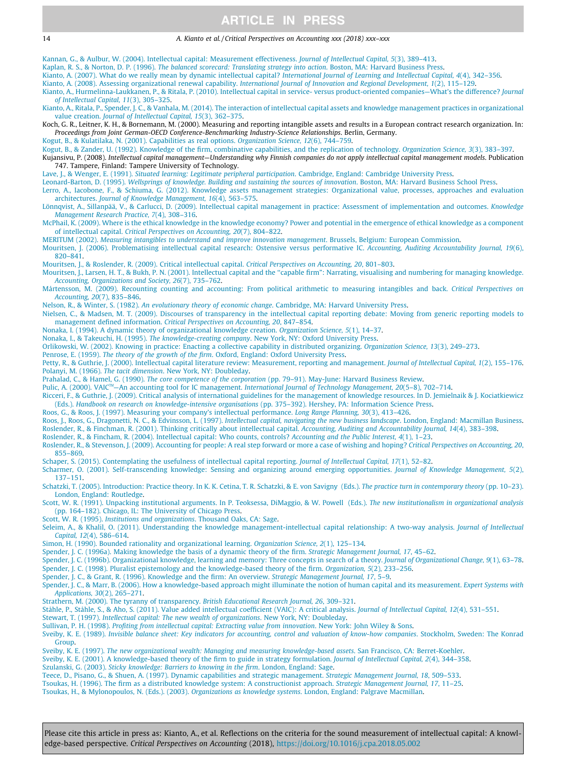Kannan, G., & Aulbur, W. (2004). Intellectual capital: Measurement effectiveness. *Journal of Intellectual Capital, 5*(3), 389–413.

Kaplan, R. S., & Norton, D. P. (1996). *The balanced scorecard: Translating strategy into action*. Boston, MA: Harvard Business Press.

Kianto, A. (2007). What do we really mean by dynamic intellectual capital? *International Journal of Learning and Intellectual Capital, 4*(4), 342–356.

Kianto, A. (2008). Assessing organizational renewal capability. *International Journal of Innovation and Regional Development, 1*(2), 115–129.

Kianto, A., Hurmelinna-Laukkanen, P., & Ritala, P. (2010). Intellectual capital in service- versus product-oriented companies—What's the difference? *Journal of Intellectual Capital, 11*(3), 305–325.

Kianto, A., Ritala, P., Spender, J. C., & Vanhala, M. (2014). The interaction of intellectual capital assets and knowledge management practices in organizational value creation. *Journal of Intellectual Capital, 15*(3), 362–375.

Koch, G. R., Leitner, K. H., & Bornemann, M. (2000). Measuring and reporting intangible assets and results in a European contract research organization. In: *Proceedings from Joint German-OECD Conference-Benchmarking Industry-Science Relationships*. Berlin, Germany.

Kogut, B., & Kulatilaka, N. (2001). Capabilities as real options. *Organization Science, 12*(6), 744–759.

Kogut, B., & Zander, U. (1992). Knowledge of the firm, combinative capabilities, and the replication of technology. *Organization Science, 3*(3), 383–397.

Kujansivu, P. (2008). *Intellectual capital management—Understanding why Finnish companies do not apply intellectual capital management models*. Publication 747. Tampere, Finland: Tampere University of Technology.

Lave, J., & Wenger, E. (1991). *Situated learning: Legitimate peripheral participation*. Cambridge, England: Cambridge University Press.

Leonard-Barton, D. (1995). *Wellsprings of knowledge. Building and sustaining the sources of innovation*. Boston, MA: Harvard Business School Press.

Lerro, A., Iacobone, F., & Schiuma, G. (2012). Knowledge assets management strategies: Organizational value, processes, approaches and evaluation architectures. *Journal of Knowledge Management, 16*(4), 563–575.

Lönnqvist, A., Sillanpää, V., & Carlucci, D. (2009). Intellectual capital management in practice: Assessment of implementation and outcomes. *Knowledge Management Research Practice, 7*(4), 308–316.

McPhail, K. (2009). Where is the ethical knowledge in the knowledge economy? Power and potential in the emergence of ethical knowledge as a component of intellectual capital. *Critical Perspectives on Accounting, 20*(7), 804–822.

MERITUM (2002). *Measuring intangibles to understand and improve innovation management*. Brussels, Belgium: European Commission.

Mouritsen, J. (2006). Problematising intellectual capital research: Ostensive versus performative IC. *Accounting, Auditing Accountability Journal, 19*(6), 820–841.

Mouritsen, J., & Roslender, R. (2009). Critical intellectual capital. *Critical Perspectives on Accounting, 20*, 801–803.

Mouritsen, J., Larsen, H. T., & Bukh, P. N. (2001). Intellectual capital and the "capable firm": Narrating, visualising and numbering for managing knowledge. *Accounting, Organizations and Society, 26*(7), 735–762.

Mårtensson, M. (2009). Recounting counting and accounting: From political arithmetic to measuring intangibles and back. *Critical Perspectives on Accounting, 20*(7), 835–846.

Nelson, R., & Winter, S. (1982). *An evolutionary theory of economic change*. Cambridge, MA: Harvard University Press.

Nielsen, C., & Madsen, M. T. (2009). Discourses of transparency in the intellectual capital reporting debate: Moving from generic reporting models to management defined information. *Critical Perspectives on Accounting, 20*, 847–854.

Nonaka, I. (1994). A dynamic theory of organizational knowledge creation. *Organization Science, 5*(1), 14–37.

Nonaka, I., & Takeuchi, H. (1995). *The knowledge-creating company*. New York, NY: Oxford University Press.

Orlikowski, W. (2002). Knowing in practice: Enacting a collective capability in distributed organizing. *Organization Science, 13*(3), 249–273.

Penrose, E. (1959). *The theory of the growth of the firm*. Oxford, England: Oxford University Press.

Petty, R., & Guthrie, J. (2000). Intellectual capital literature review: Measurement, reporting and management. *Journal of Intellectual Capital, 1*(2), 155–176.

Polanyi, M. (1966). *The tacit dimension*. New York, NY: Doubleday.

Prahalad, C., & Hamel, G. (1990). *The core competence of the corporation* (pp. 79–91). May-June: Harvard Business Review.

Pulic, A. (2000). VAIC™—An accounting tool for IC management. *International Journal of Technology Management, 20*(5–8), 702–714.

Ricceri, F., & Guthrie, J. (2009). Critical analysis of international guidelines for the management of knowledge resources. In D. Jemielnaik & J. Kociatkiewicz (Eds.). *Handbook on research on knowledge-intensive organisations* (pp. 375–392). Hershey, PA: Information Science Press.

Roos, G., & Roos, J. (1997). Measuring your company's intellectual performance. *Long Range Planning, 30*(3), 413–426.

Roos, J., Roos, G., Dragonetti, N. C., & Edvinsson, L. (1997). *Intellectual capital, navigating the new business landscape*. London, England: Macmillan Business.

Roslender, R., & Finchman, R. (2001). Thinking critically about intellectual capital. *Accounting, Auditing and Accountability Journal, 14*(4), 383–398.

Roslender, R., & Fincham, R. (2004). Intellectual capital: Who counts, controls? *Accounting and the Public Interest, 4*(1), 1–23.

Roslender, R., & Stevenson, J. (2009). Accounting for people: A real step forward or more a case of wishing and hoping? *Critical Perspectives on Accounting, 20*, 855–869.

Schaper, S. (2015). Contemplating the usefulness of intellectual capital reporting. *Journal of Intellectual Capital, 17*(1), 52–82.

Scharmer, O. (2001). Self-transcending knowledge: Sensing and organizing around emerging opportunities. *Journal of Knowledge Management, 5*(2), 137–151.

Schatzki, T. (2005). Introduction: Practice theory. In K. K. Cetina, T. R. Schatzki, & E. von Savigny (Eds.). *The practice turn in contemporary theory* (pp. 10–23). London, England: Routledge.

Scott, W. R. (1991). Unpacking institutional arguments. In P. Teoksessa, DiMaggio, & W. Powell (Eds.). *The new institutionalism in organizational analysis* (pp. 164–182). Chicago, IL: The University of Chicago Press.

Scott, W. R. (1995). *Institutions and organizations*. Thousand Oaks, CA: Sage.

Seleim, A., & Khalil, O. (2011). Understanding the knowledge management-intellectual capital relationship: A two-way analysis. *Journal of Intellectual Capital, 12*(4), 586–614.

Simon, H. (1990). Bounded rationality and organizational learning. *Organization Science, 2*(1), 125–134.

Spender, J. C. (1996a). Making knowledge the basis of a dynamic theory of the firm. *Strategic Management Journal, 17*, 45–62.

Spender, J. C. (1996b). Organizational knowledge, learning and memory: Three concepts in search of a theory. *Journal of Organizational Change, 9*(1), 63–78.

Spender, J. C. (1998). Pluralist epistemology and the knowledge-based theory of the firm. *Organization, 5*(2), 233–256.

Spender, J. C., & Grant, R. (1996). Knowledge and the firm: An overview. *Strategic Management Journal, 17*, 5–9.

Spender, J. C., & Marr, B. (2006). How a knowledge-based approach might illuminate the notion of human capital and its measurement. *Expert Systems with Applications, 30*(2), 265–271.

Strathern, M. (2000). The tyranny of transparency. *British Educational Research Journal, 26*, 309–321.

Ståhle, P., Ståhle, S., & Aho, S. (2011). Value added intellectual coefficient (VAIC): A critical analysis. *Journal of Intellectual Capital, 12*(4), 531–551.

Stewart, T. (1997). *Intellectual capital: The new wealth of organizations*. New York, NY: Doubleday.

Sullivan, P. H. (1998). *Profiting from intellectual capital: Extracting value from innovation*. New York: John Wiley & Sons.

Sveiby, K. E. (1989). *Invisible balance sheet: Key indicators for accounting, control and valuation of know-how companies*. Stockholm, Sweden: The Konrad Group.

Sveiby, K. E. (1997). *The new organizational wealth: Managing and measuring knowledge-based assets*. San Francisco, CA: Berret-Koehler.

Sveiby, K. E. (2001). A knowledge-based theory of the firm to guide in strategy formulation. *Journal of Intellectual Capital, 2*(4), 344–358.

Szulanski, G. (2003). *Sticky knowledge: Barriers to knowing in the firm*. London, England: Sage.

Teece, D., Pisano, G., & Shuen, A. (1997). Dynamic capabilities and strategic management. *Strategic Management Journal, 18*, 509–533.

Tsoukas, H. (1996). The firm as a distributed knowledge system: A constructionist approach. *Strategic Management Journal, 17*, 11–25.

Tsoukas, H., & Mylonopoulos, N. (Eds.). (2003). *Organizations as knowledge systems*. London, England: Palgrave Macmillan.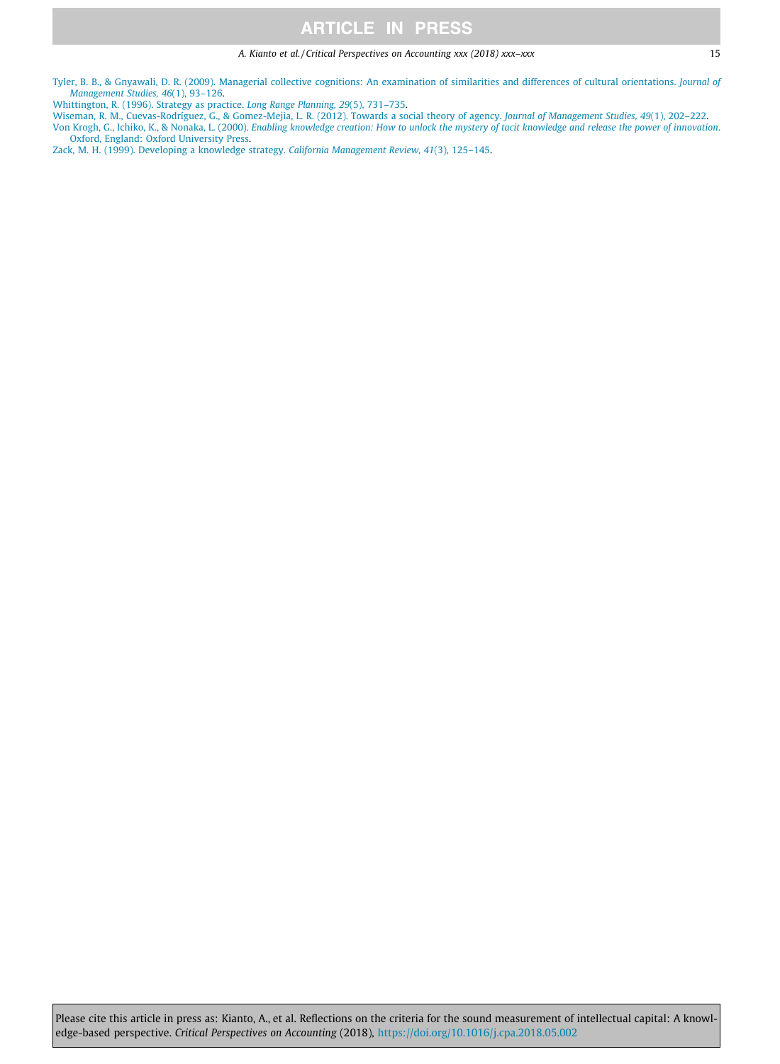Tyler, B. B., & Gnyawali, D. R. (2009). Managerial collective cognitions: An examination of similarities and differences of cultural orientations. *Journal of Management Studies, 46*(1), 93–126.

Whittington, R. (1996). Strategy as practice. *Long Range Planning, 29*(5), 731–735.

Wiseman, R. M., Cuevas-Rodríguez, G., & Gomez-Mejia, L. R. (2012). Towards a social theory of agency. *Journal of Management Studies, 49*(1), 202–222.

Von Krogh, G., Ichiko, K., & Nonaka, L. (2000). *Enabling knowledge creation: How to unlock the mystery of tacit knowledge and release the power of innovation*. Oxford, England: Oxford University Press.

Zack, M. H. (1999). Developing a knowledge strategy. *California Management Review, 41*(3), 125–145.

Please cite this article in press as: Kianto, A., et al. Reflections on the criteria for the sound measurement of intellectual capital: A knowledge-based perspective. *Critical Perspectives on Accounting* (2018), https://doi.org/10.1016/j.cpa.2018.05.002